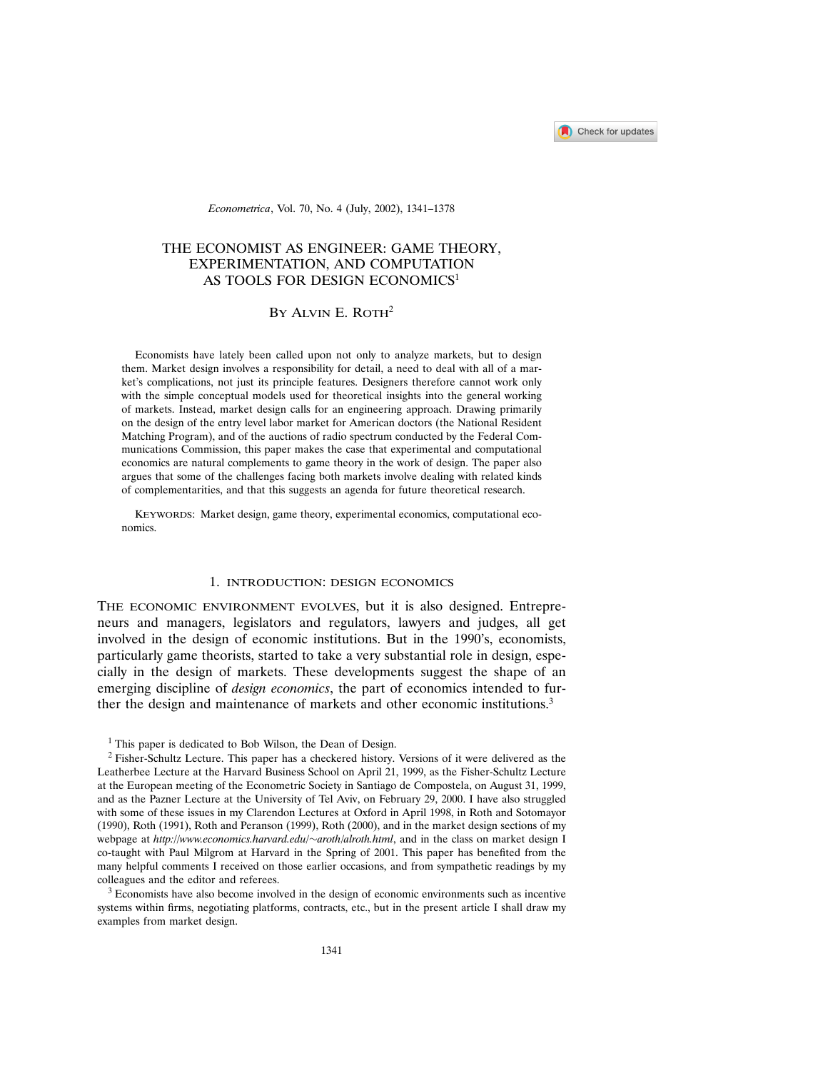# THE ECONOMIST AS ENGINEER: GAME THEORY, EXPERIMENTATION, AND COMPUTATION AS TOOLS FOR DESIGN ECONOMICS[1]

By Alvin E. Roth[2]

Economists have lately been called upon not only to analyze markets, but to design them. Market design involves a responsibility for detail, a need to deal with all of a market's complications, not just its principle features. Designers therefore cannot work only with the simple conceptual models used for theoretical insights into the general working of markets. Instead, market design calls for an engineering approach. Drawing primarily on the design of the entry level labor market for American doctors (the National Resident Matching Program), and of the auctions of radio spectrum conducted by the Federal Communications Commission, this paper makes the case that experimental and computational economics are natural complements to game theory in the work of design. The paper also argues that some of the challenges facing both markets involve dealing with related kinds of complementarities, and that this suggests an agenda for future theoretical research.

Keywords: Market design, game theory, experimental economics, computational economics.

## 1. INTRODUCTION: DESIGN ECONOMICS

The economic environment evolves, but it is also designed. Entrepreneurs and managers, legislators and regulators, lawyers and judges, all get involved in the design of economic institutions. But in the 1990's, economists, particularly game theorists, started to take a very substantial role in design, especially in the design of markets. These developments suggest the shape of an emerging discipline of *design economics*, the part of economics intended to further the design and maintenance of markets and other economic institutions.[3]

[1] This paper is dedicated to Bob Wilson, the Dean of Design.

[2] Fisher-Schultz Lecture. This paper has a checkered history. Versions of it were delivered as the Leatherbee Lecture at the Harvard Business School on April 21, 1999, as the Fisher-Schultz Lecture at the European meeting of the Econometric Society in Santiago de Compostela, on August 31, 1999, and as the Pazner Lecture at the University of Tel Aviv, on February 29, 2000. I have also struggled with some of these issues in my Clarendon Lectures at Oxford in April 1998, in Roth and Sotomayor (1990), Roth (1991), Roth and Peranson (1999), Roth (2000), and in the market design sections of my webpage at *http://www.economics.harvard.edu/~aroth/alroth.html*, and in the class on market design I co-taught with Paul Milgrom at Harvard in the Spring of 2001. This paper has benefited from the many helpful comments I received on those earlier occasions, and from sympathetic readings by my colleagues and the editor and referees.

[3] Economists have also become involved in the design of economic environments such as incentive systems within firms, negotiating platforms, contracts, etc., but in the present article I shall draw my examples from market design.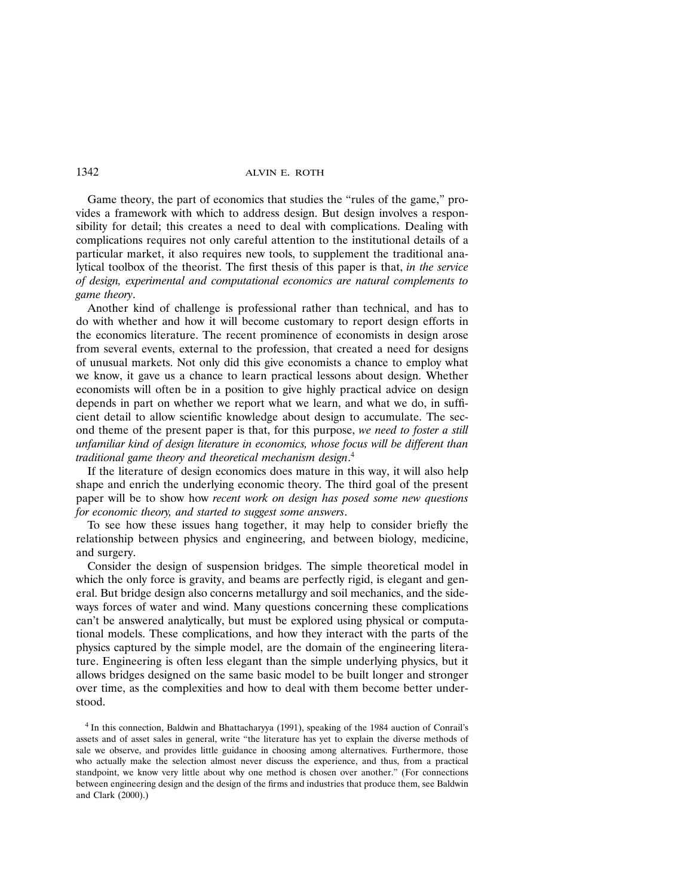Game theory, the part of economics that studies the "rules of the game," provides a framework with which to address design. But design involves a responsibility for detail; this creates a need to deal with complications. Dealing with complications requires not only careful attention to the institutional details of a particular market, it also requires new tools, to supplement the traditional analytical toolbox of the theorist. The first thesis of this paper is that, *in the service of design, experimental and computational economics are natural complements to game theory*.

Another kind of challenge is professional rather than technical, and has to do with whether and how it will become customary to report design efforts in the economics literature. The recent prominence of economists in design arose from several events, external to the profession, that created a need for designs of unusual markets. Not only did this give economists a chance to employ what we know, it gave us a chance to learn practical lessons about design. Whether economists will often be in a position to give highly practical advice on design depends in part on whether we report what we learn, and what we do, in sufficient detail to allow scientific knowledge about design to accumulate. The second theme of the present paper is that, for this purpose, *we need to foster a still unfamiliar kind of design literature in economics, whose focus will be different than traditional game theory and theoretical mechanism design*.[4]

If the literature of design economics does mature in this way, it will also help shape and enrich the underlying economic theory. The third goal of the present paper will be to show how *recent work on design has posed some new questions for economic theory, and started to suggest some answers*.

To see how these issues hang together, it may help to consider briefly the relationship between physics and engineering, and between biology, medicine, and surgery.

Consider the design of suspension bridges. The simple theoretical model in which the only force is gravity, and beams are perfectly rigid, is elegant and general. But bridge design also concerns metallurgy and soil mechanics, and the sideways forces of water and wind. Many questions concerning these complications can't be answered analytically, but must be explored using physical or computational models. These complications, and how they interact with the parts of the physics captured by the simple model, are the domain of the engineering literature. Engineering is often less elegant than the simple underlying physics, but it allows bridges designed on the same basic model to be built longer and stronger over time, as the complexities and how to deal with them become better understood.

[4] In this connection, Baldwin and Bhattacharyya (1991), speaking of the 1984 auction of Conrail's assets and of asset sales in general, write "the literature has yet to explain the diverse methods of sale we observe, and provides little guidance in choosing among alternatives. Furthermore, those who actually make the selection almost never discuss the experience, and thus, from a practical standpoint, we know very little about why one method is chosen over another." (For connections between engineering design and the design of the firms and industries that produce them, see Baldwin and Clark (2000).)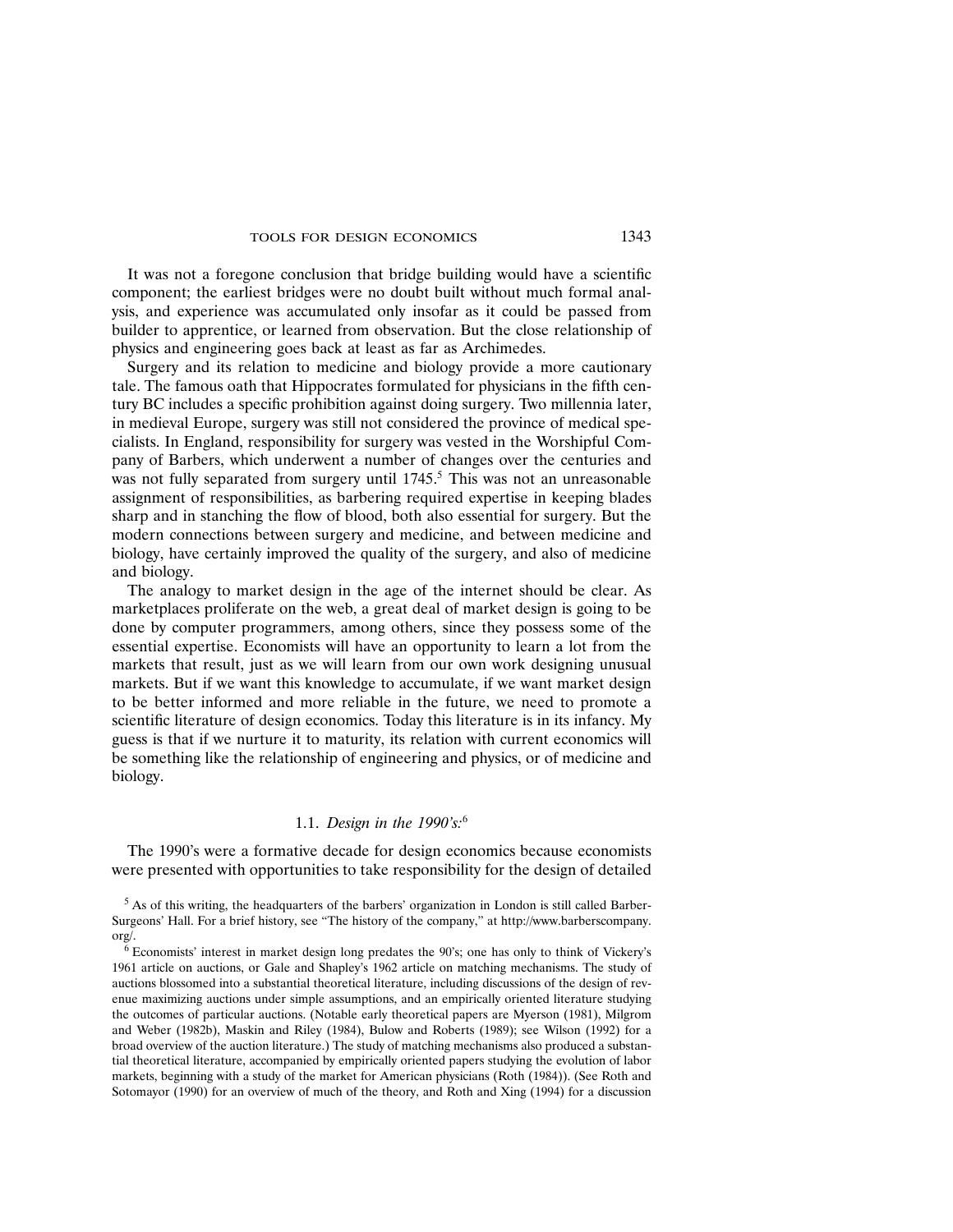It was not a foregone conclusion that bridge building would have a scientific component; the earliest bridges were no doubt built without much formal analysis, and experience was accumulated only insofar as it could be passed from builder to apprentice, or learned from observation. But the close relationship of physics and engineering goes back at least as far as Archimedes.

Surgery and its relation to medicine and biology provide a more cautionary tale. The famous oath that Hippocrates formulated for physicians in the fifth century BC includes a specific prohibition against doing surgery. Two millennia later, in medieval Europe, surgery was still not considered the province of medical specialists. In England, responsibility for surgery was vested in the Worshipful Company of Barbers, which underwent a number of changes over the centuries and was not fully separated from surgery until 1745.[5] This was not an unreasonable assignment of responsibilities, as barbering required expertise in keeping blades sharp and in stanching the flow of blood, both also essential for surgery. But the modern connections between surgery and medicine, and between medicine and biology, have certainly improved the quality of the surgery, and also of medicine and biology.

The analogy to market design in the age of the internet should be clear. As marketplaces proliferate on the web, a great deal of market design is going to be done by computer programmers, among others, since they possess some of the essential expertise. Economists will have an opportunity to learn a lot from the markets that result, just as we will learn from our own work designing unusual markets. But if we want this knowledge to accumulate, if we want market design to be better informed and more reliable in the future, we need to promote a scientific literature of design economics. Today this literature is in its infancy. My guess is that if we nurture it to maturity, its relation with current economics will be something like the relationship of engineering and physics, or of medicine and biology.

### 1.1. *Design in the 1990's:*[6]

The 1990's were a formative decade for design economics because economists were presented with opportunities to take responsibility for the design of detailed

---

[5] As of this writing, the headquarters of the barbers' organization in London is still called Barber-Surgeons' Hall. For a brief history, see "The history of the company," at http://www.barberscompany.org/.

[6] Economists' interest in market design long predates the 90's; one has only to think of Vickery's 1961 article on auctions, or Gale and Shapley's 1962 article on matching mechanisms. The study of auctions blossomed into a substantial theoretical literature, including discussions of the design of revenue maximizing auctions under simple assumptions, and an empirically oriented literature studying the outcomes of particular auctions. (Notable early theoretical papers are Myerson (1981), Milgrom and Weber (1982b), Maskin and Riley (1984), Bulow and Roberts (1989); see Wilson (1992) for a broad overview of the auction literature.) The study of matching mechanisms also produced a substantial theoretical literature, accompanied by empirically oriented papers studying the evolution of labor markets, beginning with a study of the market for American physicians (Roth (1984)). (See Roth and Sotomayor (1990) for an overview of much of the theory, and Roth and Xing (1994) for a discussion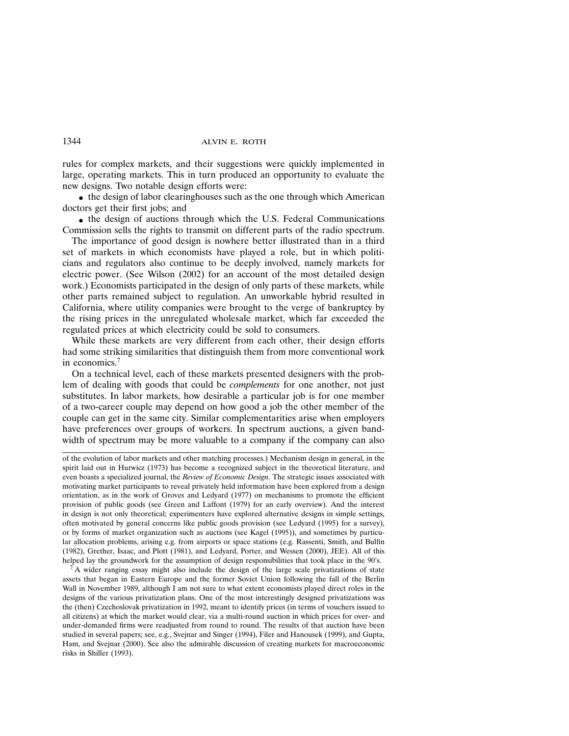rules for complex markets, and their suggestions were quickly implemented in large, operating markets. This in turn produced an opportunity to evaluate the new designs. Two notable design efforts were:

- the design of labor clearinghouses such as the one through which American doctors get their first jobs; and
- the design of auctions through which the U.S. Federal Communications Commission sells the rights to transmit on different parts of the radio spectrum.

The importance of good design is nowhere better illustrated than in a third set of markets in which economists have played a role, but in which politicians and regulators also continue to be deeply involved, namely markets for electric power. (See Wilson (2002) for an account of the most detailed design work.) Economists participated in the design of only parts of these markets, while other parts remained subject to regulation. An unworkable hybrid resulted in California, where utility companies were brought to the verge of bankruptcy by the rising prices in the unregulated wholesale market, which far exceeded the regulated prices at which electricity could be sold to consumers.

While these markets are very different from each other, their design efforts had some striking similarities that distinguish them from more conventional work in economics.[7]

On a technical level, each of these markets presented designers with the problem of dealing with goods that could be *complements* for one another, not just substitutes. In labor markets, how desirable a particular job is for one member of a two-career couple may depend on how good a job the other member of the couple can get in the same city. Similar complementarities arise when employers have preferences over groups of workers. In spectrum auctions, a given bandwidth of spectrum may be more valuable to a company if the company can also

---

of the evolution of labor markets and other matching processes.) Mechanism design in general, in the spirit laid out in Hurwicz (1973) has become a recognized subject in the theoretical literature, and even boasts a specialized journal, the *Review of Economic Design*. The strategic issues associated with motivating market participants to reveal privately held information have been explored from a design orientation, as in the work of Groves and Ledyard (1977) on mechanisms to promote the efficient provision of public goods (see Green and Laffont (1979) for an early overview). And the interest in design is not only theoretical; experimenters have explored alternative designs in simple settings, often motivated by general concerns like public goods provision (see Ledyard (1995) for a survey), or by forms of market organization such as auctions (see Kagel (1995)), and sometimes by particular allocation problems, arising e.g. from airports or space stations (e.g. Rassenti, Smith, and Bulfin (1982), Grether, Isaac, and Plott (1981), and Ledyard, Porter, and Wessen (2000), JEE). All of this helped lay the groundwork for the assumption of design responsibilities that took place in the 90's.

[7] A wider ranging essay might also include the design of the large scale privatizations of state assets that began in Eastern Europe and the former Soviet Union following the fall of the Berlin Wall in November 1989, although I am not sure to what extent economists played direct roles in the designs of the various privatization plans. One of the most interestingly designed privatizations was the (then) Czechoslovak privatization in 1992, meant to identify prices (in terms of vouchers issued to all citizens) at which the market would clear, via a multi-round auction in which prices for over- and under-demanded firms were readjusted from round to round. The results of that auction have been studied in several papers; see, e.g., Svejnar and Singer (1994), Filer and Hanousek (1999), and Gupta, Ham, and Svejnar (2000). See also the admirable discussion of creating markets for macroeconomic risks in Shiller (1993).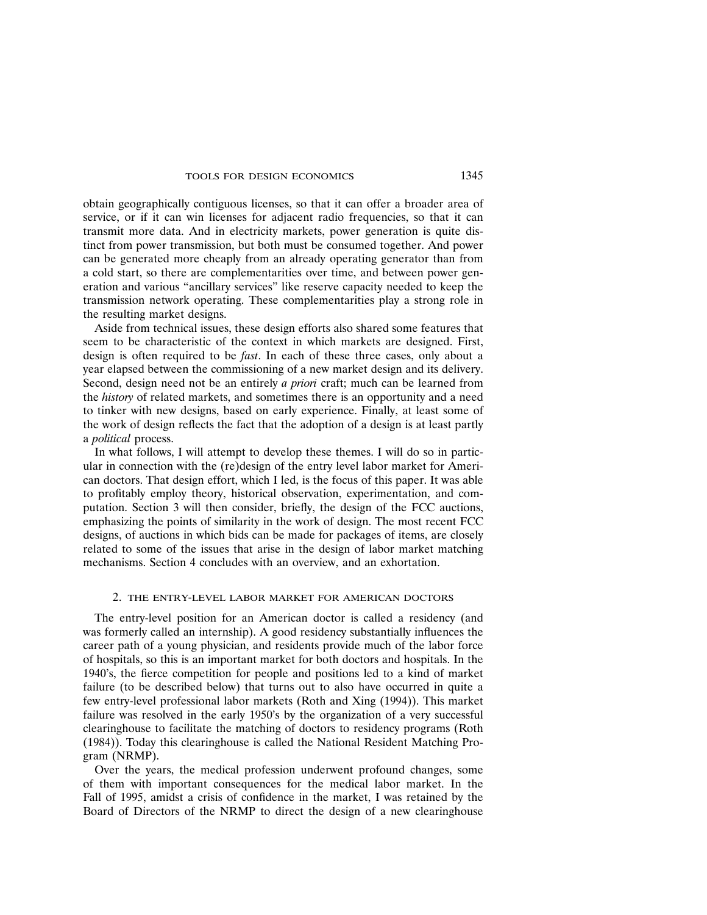obtain geographically contiguous licenses, so that it can offer a broader area of service, or if it can win licenses for adjacent radio frequencies, so that it can transmit more data. And in electricity markets, power generation is quite distinct from power transmission, but both must be consumed together. And power can be generated more cheaply from an already operating generator than from a cold start, so there are complementarities over time, and between power generation and various "ancillary services" like reserve capacity needed to keep the transmission network operating. These complementarities play a strong role in the resulting market designs.

Aside from technical issues, these design efforts also shared some features that seem to be characteristic of the context in which markets are designed. First, design is often required to be *fast*. In each of these three cases, only about a year elapsed between the commissioning of a new market design and its delivery. Second, design need not be an entirely *a priori* craft; much can be learned from the *history* of related markets, and sometimes there is an opportunity and a need to tinker with new designs, based on early experience. Finally, at least some of the work of design reflects the fact that the adoption of a design is at least partly a *political* process.

In what follows, I will attempt to develop these themes. I will do so in particular in connection with the (re)design of the entry level labor market for American doctors. That design effort, which I led, is the focus of this paper. It was able to profitably employ theory, historical observation, experimentation, and computation. Section 3 will then consider, briefly, the design of the FCC auctions, emphasizing the points of similarity in the work of design. The most recent FCC designs, of auctions in which bids can be made for packages of items, are closely related to some of the issues that arise in the design of labor market matching mechanisms. Section 4 concludes with an overview, and an exhortation.

## 2. THE ENTRY-LEVEL LABOR MARKET FOR AMERICAN DOCTORS

The entry-level position for an American doctor is called a residency (and was formerly called an internship). A good residency substantially influences the career path of a young physician, and residents provide much of the labor force of hospitals, so this is an important market for both doctors and hospitals. In the 1940's, the fierce competition for people and positions led to a kind of market failure (to be described below) that turns out to also have occurred in quite a few entry-level professional labor markets (Roth and Xing (1994)). This market failure was resolved in the early 1950's by the organization of a very successful clearinghouse to facilitate the matching of doctors to residency programs (Roth (1984)). Today this clearinghouse is called the National Resident Matching Program (NRMP).

Over the years, the medical profession underwent profound changes, some of them with important consequences for the medical labor market. In the Fall of 1995, amidst a crisis of confidence in the market, I was retained by the Board of Directors of the NRMP to direct the design of a new clearinghouse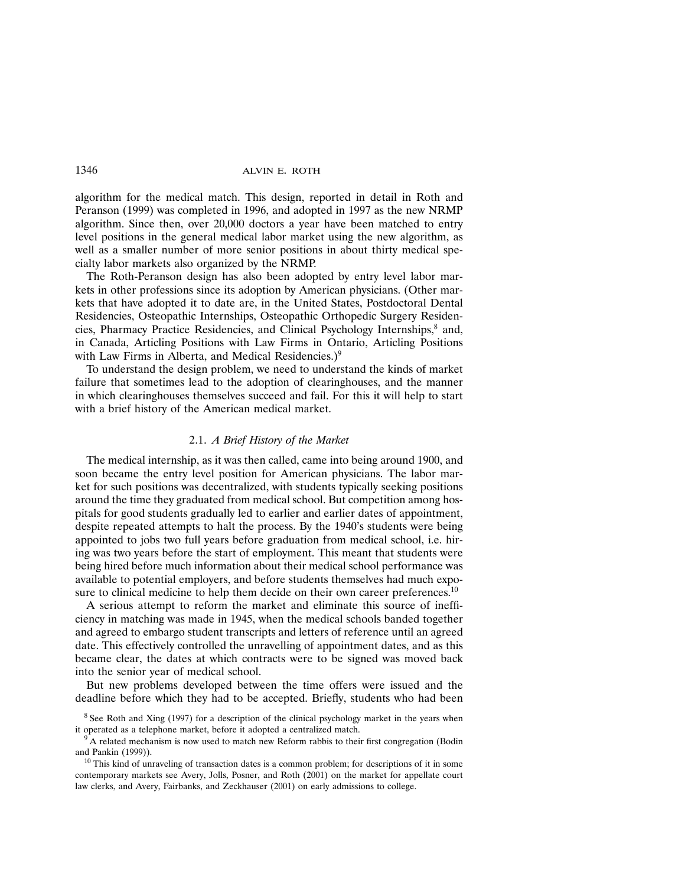algorithm for the medical match. This design, reported in detail in Roth and Peranson (1999) was completed in 1996, and adopted in 1997 as the new NRMP algorithm. Since then, over 20,000 doctors a year have been matched to entry level positions in the general medical labor market using the new algorithm, as well as a smaller number of more senior positions in about thirty medical specialty labor markets also organized by the NRMP.

The Roth-Peranson design has also been adopted by entry level labor markets in other professions since its adoption by American physicians. (Other markets that have adopted it to date are, in the United States, Postdoctoral Dental Residencies, Osteopathic Internships, Osteopathic Orthopedic Surgery Residencies, Pharmacy Practice Residencies, and Clinical Psychology Internships,[8] and, in Canada, Articling Positions with Law Firms in Ontario, Articling Positions with Law Firms in Alberta, and Medical Residencies.)[9]

To understand the design problem, we need to understand the kinds of market failure that sometimes lead to the adoption of clearinghouses, and the manner in which clearinghouses themselves succeed and fail. For this it will help to start with a brief history of the American medical market.

### 2.1. *A Brief History of the Market*

The medical internship, as it was then called, came into being around 1900, and soon became the entry level position for American physicians. The labor market for such positions was decentralized, with students typically seeking positions around the time they graduated from medical school. But competition among hospitals for good students gradually led to earlier and earlier dates of appointment, despite repeated attempts to halt the process. By the 1940's students were being appointed to jobs two full years before graduation from medical school, i.e. hiring was two years before the start of employment. This meant that students were being hired before much information about their medical school performance was available to potential employers, and before students themselves had much exposure to clinical medicine to help them decide on their own career preferences.[10]

A serious attempt to reform the market and eliminate this source of inefficiency in matching was made in 1945, when the medical schools banded together and agreed to embargo student transcripts and letters of reference until an agreed date. This effectively controlled the unravelling of appointment dates, and as this became clear, the dates at which contracts were to be signed was moved back into the senior year of medical school.

But new problems developed between the time offers were issued and the deadline before which they had to be accepted. Briefly, students who had been

[8] See Roth and Xing (1997) for a description of the clinical psychology market in the years when it operated as a telephone market, before it adopted a centralized match.

[9] A related mechanism is now used to match new Reform rabbis to their first congregation (Bodin and Pankin (1999)).

[10] This kind of unraveling of transaction dates is a common problem; for descriptions of it in some contemporary markets see Avery, Jolls, Posner, and Roth (2001) on the market for appellate court law clerks, and Avery, Fairbanks, and Zeckhauser (2001) on early admissions to college.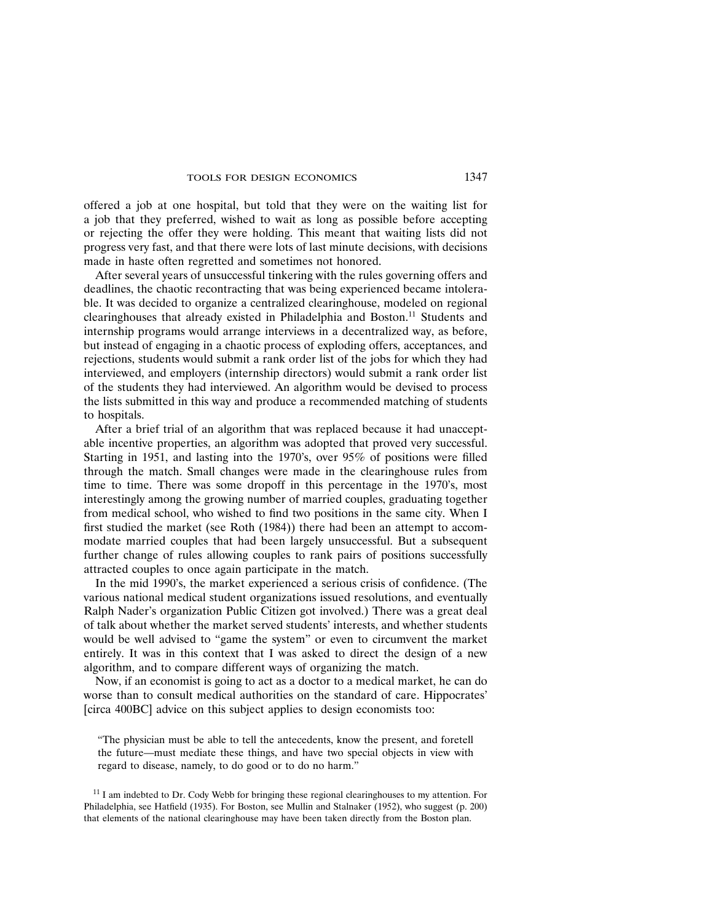offered a job at one hospital, but told that they were on the waiting list for a job that they preferred, wished to wait as long as possible before accepting or rejecting the offer they were holding. This meant that waiting lists did not progress very fast, and that there were lots of last minute decisions, with decisions made in haste often regretted and sometimes not honored.

After several years of unsuccessful tinkering with the rules governing offers and deadlines, the chaotic recontracting that was being experienced became intolerable. It was decided to organize a centralized clearinghouse, modeled on regional clearinghouses that already existed in Philadelphia and Boston.[11] Students and internship programs would arrange interviews in a decentralized way, as before, but instead of engaging in a chaotic process of exploding offers, acceptances, and rejections, students would submit a rank order list of the jobs for which they had interviewed, and employers (internship directors) would submit a rank order list of the students they had interviewed. An algorithm would be devised to process the lists submitted in this way and produce a recommended matching of students to hospitals.

After a brief trial of an algorithm that was replaced because it had unacceptable incentive properties, an algorithm was adopted that proved very successful. Starting in 1951, and lasting into the 1970's, over 95% of positions were filled through the match. Small changes were made in the clearinghouse rules from time to time. There was some dropoff in this percentage in the 1970's, most interestingly among the growing number of married couples, graduating together from medical school, who wished to find two positions in the same city. When I first studied the market (see Roth (1984)) there had been an attempt to accommodate married couples that had been largely unsuccessful. But a subsequent further change of rules allowing couples to rank pairs of positions successfully attracted couples to once again participate in the match.

In the mid 1990's, the market experienced a serious crisis of confidence. (The various national medical student organizations issued resolutions, and eventually Ralph Nader's organization Public Citizen got involved.) There was a great deal of talk about whether the market served students' interests, and whether students would be well advised to "game the system" or even to circumvent the market entirely. It was in this context that I was asked to direct the design of a new algorithm, and to compare different ways of organizing the match.

Now, if an economist is going to act as a doctor to a medical market, he can do worse than to consult medical authorities on the standard of care. Hippocrates' [circa 400BC] advice on this subject applies to design economists too:

> "The physician must be able to tell the antecedents, know the present, and foretell the future—must mediate these things, and have two special objects in view with regard to disease, namely, to do good or to do no harm."

[11] I am indebted to Dr. Cody Webb for bringing these regional clearinghouses to my attention. For Philadelphia, see Hatfield (1935). For Boston, see Mullin and Stalnaker (1952), who suggest (p. 200) that elements of the national clearinghouse may have been taken directly from the Boston plan.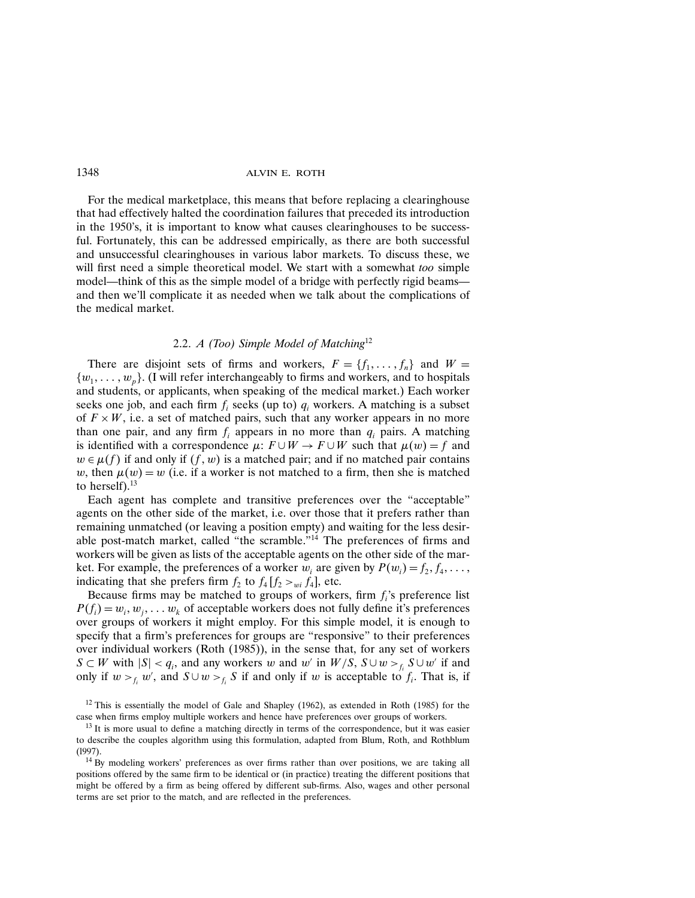For the medical marketplace, this means that before replacing a clearinghouse that had effectively halted the coordination failures that preceded its introduction in the 1950's, it is important to know what causes clearinghouses to be successful. Fortunately, this can be addressed empirically, as there are both successful and unsuccessful clearinghouses in various labor markets. To discuss these, we will first need a simple theoretical model. We start with a somewhat *too* simple model—think of this as the simple model of a bridge with perfectly rigid beams—and then we'll complicate it as needed when we talk about the complications of the medical market.

### 2.2. *A (Too) Simple Model of Matching*[12]

There are disjoint sets of firms and workers, $F = \{f_1, \ldots, f_n\}$ and $W = \{w_1, \ldots, w_p\}$. (I will refer interchangeably to firms and workers, and to hospitals and students, or applicants, when speaking of the medical market.) Each worker seeks one job, and each firm $f_i$ seeks (up to) $q_i$ workers. A matching is a subset of $F \times W$, i.e. a set of matched pairs, such that any worker appears in no more than one pair, and any firm $f_i$ appears in no more than $q_i$ pairs. A matching is identified with a correspondence $\mu$: $F \cup W \to F \cup W$ such that $\mu(w) = f$ and $w \in \mu(f)$ if and only if $(f, w)$ is a matched pair; and if no matched pair contains $w$, then $\mu(w) = w$ (i.e. if a worker is not matched to a firm, then she is matched to herself).[13]

Each agent has complete and transitive preferences over the "acceptable" agents on the other side of the market, i.e. over those that it prefers rather than remaining unmatched (or leaving a position empty) and waiting for the less desirable post-match market, called "the scramble."[14] The preferences of firms and workers will be given as lists of the acceptable agents on the other side of the market. For example, the preferences of a worker $w_i$ are given by $P(w_i) = f_2, f_4, \ldots,$ indicating that she prefers firm $f_2$ to $f_4$ [$f_2 >_{wi} f_4$], etc.

Because firms may be matched to groups of workers, firm $f_i$'s preference list $P(f_i) = w_i, w_j, \ldots w_k$ of acceptable workers does not fully define it's preferences over groups of workers it might employ. For this simple model, it is enough to specify that a firm's preferences for groups are "responsive" to their preferences over individual workers (Roth (1985)), in the sense that, for any set of workers $S \subset W$ with $|S| < q_i$, and any workers $w$ and $w'$ in $W/S$, $S \cup w >_{f_i} S \cup w'$ if and only if $w >_{f_i} w'$, and $S \cup w >_{f_i} S$ if and only if $w$ is acceptable to $f_i$. That is, if

[12] This is essentially the model of Gale and Shapley (1962), as extended in Roth (1985) for the case when firms employ multiple workers and hence have preferences over groups of workers.

[13] It is more usual to define a matching directly in terms of the correspondence, but it was easier to describe the couples algorithm using this formulation, adapted from Blum, Roth, and Rothblum (1997).

[14] By modeling workers' preferences as over firms rather than over positions, we are taking all positions offered by the same firm to be identical or (in practice) treating the different positions that might be offered by a firm as being offered by different sub-firms. Also, wages and other personal terms are set prior to the match, and are reflected in the preferences.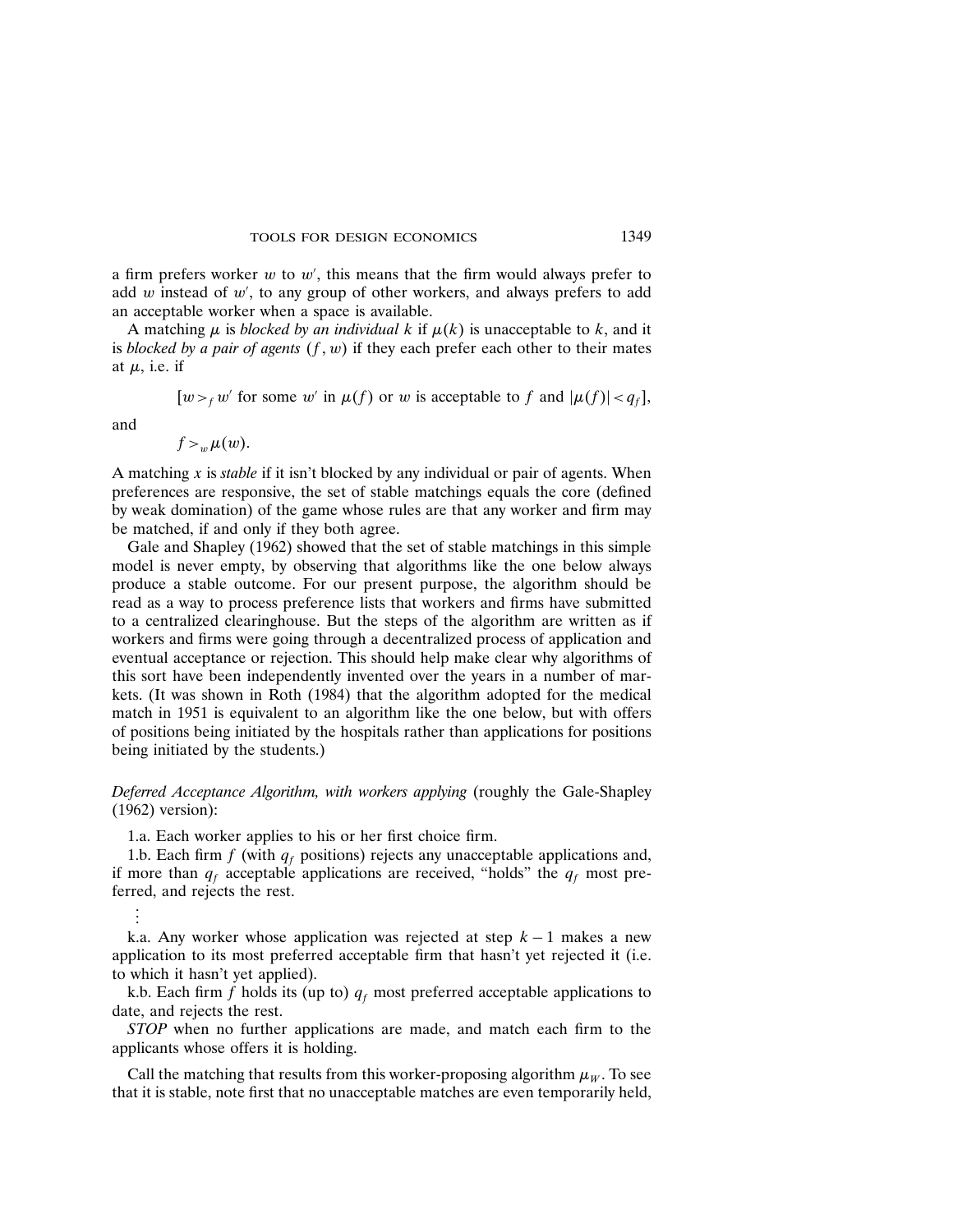a firm prefers worker $w$ to $w'$, this means that the firm would always prefer to add $w$ instead of $w'$, to any group of other workers, and always prefers to add an acceptable worker when a space is available.

A matching $\mu$ is *blocked by an individual* $k$ if $\mu(k)$ is unacceptable to $k$, and it is *blocked by a pair of agents* $(f, w)$ if they each prefer each other to their mates at $\mu$, i.e. if

$$[w >_f w' \text{ for some } w' \text{ in } \mu(f) \text{ or } w \text{ is acceptable to } f \text{ and } |\mu(f)| < q_f],$$

and

$$f >_w \mu(w).$$

A matching $x$ is *stable* if it isn't blocked by any individual or pair of agents. When preferences are responsive, the set of stable matchings equals the core (defined by weak domination) of the game whose rules are that any worker and firm may be matched, if and only if they both agree.

Gale and Shapley (1962) showed that the set of stable matchings in this simple model is never empty, by observing that algorithms like the one below always produce a stable outcome. For our present purpose, the algorithm should be read as a way to process preference lists that workers and firms have submitted to a centralized clearinghouse. But the steps of the algorithm are written as if workers and firms were going through a decentralized process of application and eventual acceptance or rejection. This should help make clear why algorithms of this sort have been independently invented over the years in a number of markets. (It was shown in Roth (1984) that the algorithm adopted for the medical match in 1951 is equivalent to an algorithm like the one below, but with offers of positions being initiated by the hospitals rather than applications for positions being initiated by the students.)

*Deferred Acceptance Algorithm, with workers applying* (roughly the Gale-Shapley (1962) version):

1.a. Each worker applies to his or her first choice firm.

1.b. Each firm $f$ (with $q_f$ positions) rejects any unacceptable applications and, if more than $q_f$ acceptable applications are received, "holds" the $q_f$ most preferred, and rejects the rest.

⋮

k.a. Any worker whose application was rejected at step $k-1$ makes a new application to its most preferred acceptable firm that hasn't yet rejected it (i.e. to which it hasn't yet applied).

k.b. Each firm $f$ holds its (up to) $q_f$ most preferred acceptable applications to date, and rejects the rest.

*STOP* when no further applications are made, and match each firm to the applicants whose offers it is holding.

Call the matching that results from this worker-proposing algorithm $\mu_W$. To see that it is stable, note first that no unacceptable matches are even temporarily held,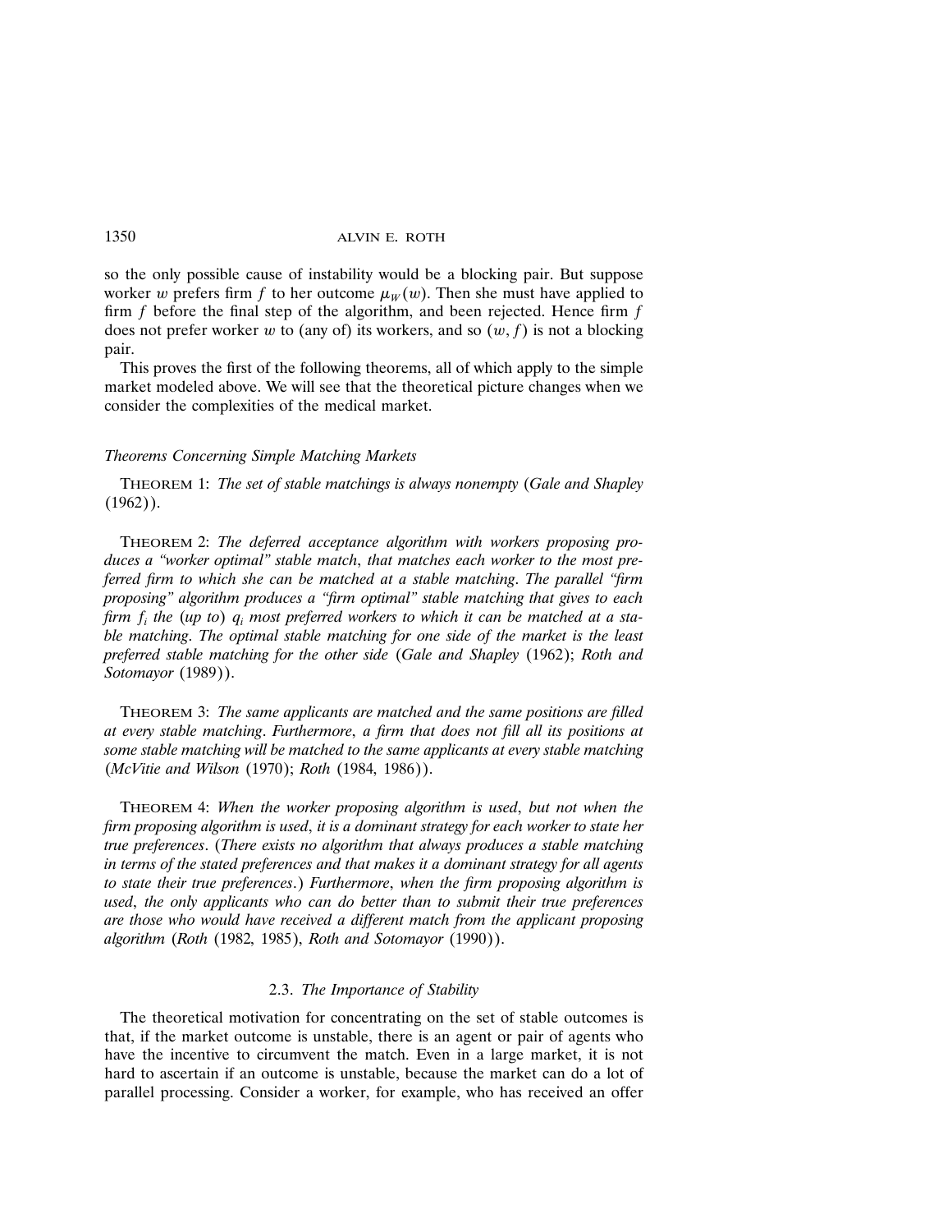so the only possible cause of instability would be a blocking pair. But suppose worker $w$ prefers firm $f$ to her outcome $\mu_W(w)$. Then she must have applied to firm $f$ before the final step of the algorithm, and been rejected. Hence firm $f$ does not prefer worker $w$ to (any of) its workers, and so $(w, f)$ is not a blocking pair.

This proves the first of the following theorems, all of which apply to the simple market modeled above. We will see that the theoretical picture changes when we consider the complexities of the medical market.

*Theorems Concerning Simple Matching Markets*

THEOREM 1: *The set of stable matchings is always nonempty* (*Gale and Shapley* (1962)).

THEOREM 2: *The deferred acceptance algorithm with workers proposing produces a "worker optimal" stable match, that matches each worker to the most preferred firm to which she can be matched at a stable matching. The parallel "firm proposing" algorithm produces a "firm optimal" stable matching that gives to each firm $f_i$ the* (*up to*) *$q_i$ most preferred workers to which it can be matched at a stable matching. The optimal stable matching for one side of the market is the least preferred stable matching for the other side* (*Gale and Shapley* (1962); *Roth and Sotomayor* (1989)).

THEOREM 3: *The same applicants are matched and the same positions are filled at every stable matching. Furthermore, a firm that does not fill all its positions at some stable matching will be matched to the same applicants at every stable matching* (*McVitie and Wilson* (1970); *Roth* (1984, 1986)).

THEOREM 4: *When the worker proposing algorithm is used, but not when the firm proposing algorithm is used, it is a dominant strategy for each worker to state her true preferences.* (*There exists no algorithm that always produces a stable matching in terms of the stated preferences and that makes it a dominant strategy for all agents to state their true preferences.*) *Furthermore, when the firm proposing algorithm is used, the only applicants who can do better than to submit their true preferences are those who would have received a different match from the applicant proposing algorithm* (*Roth* (1982, 1985), *Roth and Sotomayor* (1990)).

### 2.3. *The Importance of Stability*

The theoretical motivation for concentrating on the set of stable outcomes is that, if the market outcome is unstable, there is an agent or pair of agents who have the incentive to circumvent the match. Even in a large market, it is not hard to ascertain if an outcome is unstable, because the market can do a lot of parallel processing. Consider a worker, for example, who has received an offer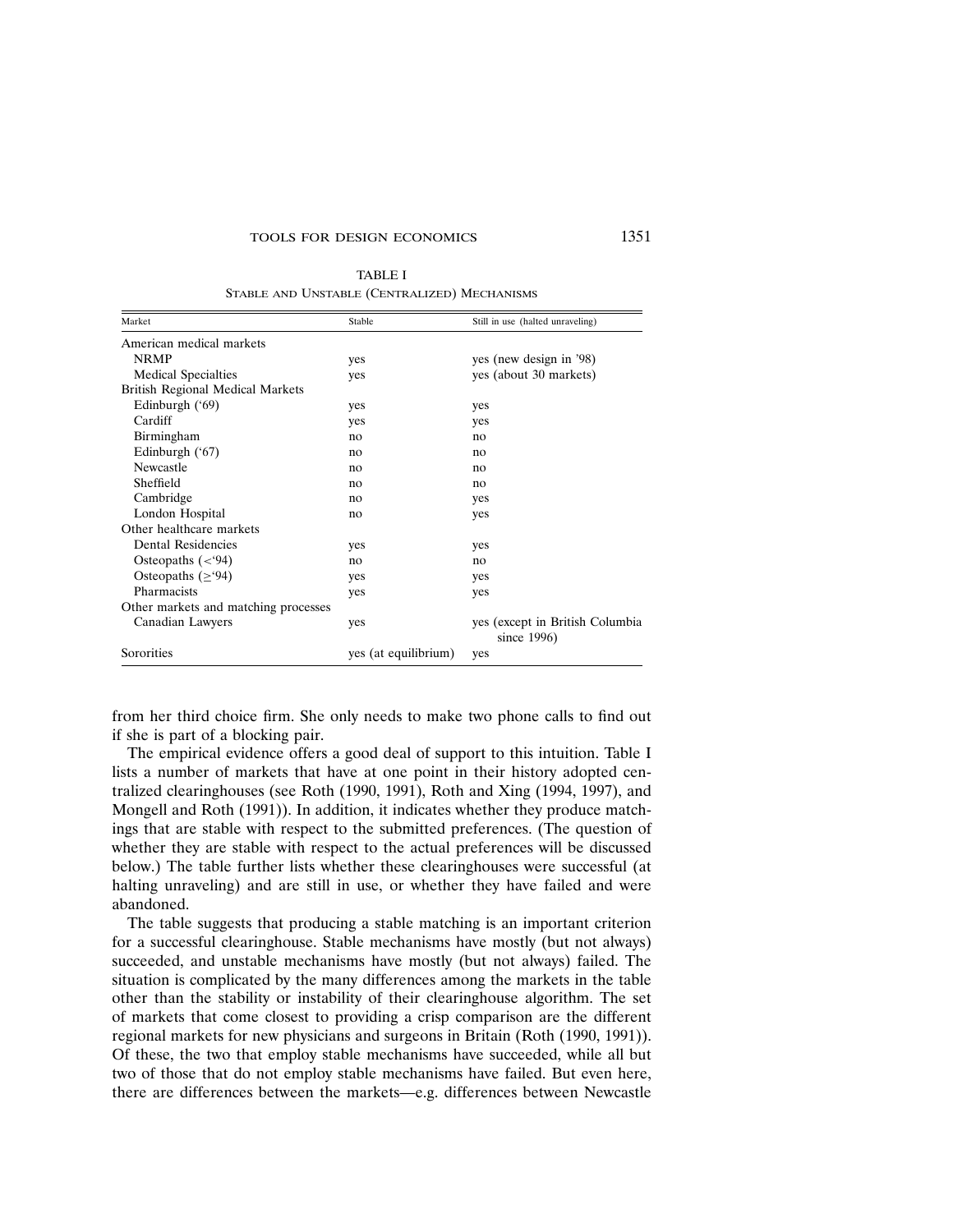TABLE I

STABLE AND UNSTABLE (CENTRALIZED) MECHANISMS

| Market | Stable | Still in use (halted unraveling) |
|---|---|---|
| American medical markets | | |
| NRMP | yes | yes (new design in '98) |
| Medical Specialties | yes | yes (about 30 markets) |
| British Regional Medical Markets | | |
| Edinburgh ('69) | yes | yes |
| Cardiff | yes | yes |
| Birmingham | no | no |
| Edinburgh ('67) | no | no |
| Newcastle | no | no |
| Sheffield | no | no |
| Cambridge | no | yes |
| London Hospital | no | yes |
| Other healthcare markets | | |
| Dental Residencies | yes | yes |
| Osteopaths (<'94) | no | no |
| Osteopaths (≥'94) | yes | yes |
| Pharmacists | yes | yes |
| Other markets and matching processes | | |
| Canadian Lawyers | yes | yes (except in British Columbia since 1996) |
| Sororities | yes (at equilibrium) | yes |

from her third choice firm. She only needs to make two phone calls to find out if she is part of a blocking pair.

The empirical evidence offers a good deal of support to this intuition. Table I lists a number of markets that have at one point in their history adopted centralized clearinghouses (see Roth (1990, 1991), Roth and Xing (1994, 1997), and Mongell and Roth (1991)). In addition, it indicates whether they produce matchings that are stable with respect to the submitted preferences. (The question of whether they are stable with respect to the actual preferences will be discussed below.) The table further lists whether these clearinghouses were successful (at halting unraveling) and are still in use, or whether they have failed and were abandoned.

The table suggests that producing a stable matching is an important criterion for a successful clearinghouse. Stable mechanisms have mostly (but not always) succeeded, and unstable mechanisms have mostly (but not always) failed. The situation is complicated by the many differences among the markets in the table other than the stability or instability of their clearinghouse algorithm. The set of markets that come closest to providing a crisp comparison are the different regional markets for new physicians and surgeons in Britain (Roth (1990, 1991)). Of these, the two that employ stable mechanisms have succeeded, while all but two of those that do not employ stable mechanisms have failed. But even here, there are differences between the markets—e.g. differences between Newcastle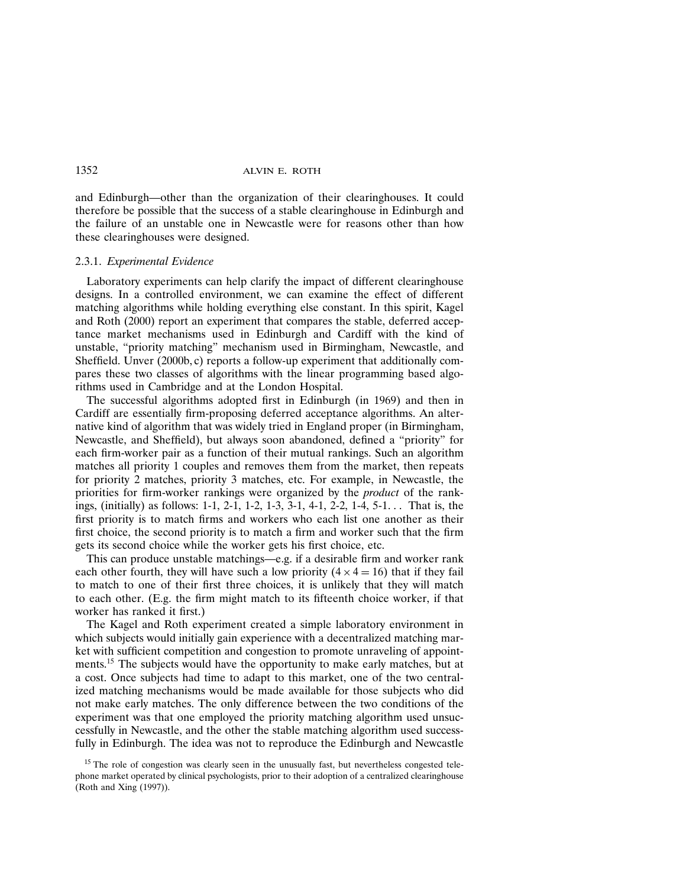and Edinburgh—other than the organization of their clearinghouses. It could therefore be possible that the success of a stable clearinghouse in Edinburgh and the failure of an unstable one in Newcastle were for reasons other than how these clearinghouses were designed.

### 2.3.1. *Experimental Evidence*

Laboratory experiments can help clarify the impact of different clearinghouse designs. In a controlled environment, we can examine the effect of different matching algorithms while holding everything else constant. In this spirit, Kagel and Roth (2000) report an experiment that compares the stable, deferred acceptance market mechanisms used in Edinburgh and Cardiff with the kind of unstable, "priority matching" mechanism used in Birmingham, Newcastle, and Sheffield. Unver (2000b, c) reports a follow-up experiment that additionally compares these two classes of algorithms with the linear programming based algorithms used in Cambridge and at the London Hospital.

The successful algorithms adopted first in Edinburgh (in 1969) and then in Cardiff are essentially firm-proposing deferred acceptance algorithms. An alternative kind of algorithm that was widely tried in England proper (in Birmingham, Newcastle, and Sheffield), but always soon abandoned, defined a "priority" for each firm-worker pair as a function of their mutual rankings. Such an algorithm matches all priority 1 couples and removes them from the market, then repeats for priority 2 matches, priority 3 matches, etc. For example, in Newcastle, the priorities for firm-worker rankings were organized by the *product* of the rankings, (initially) as follows: 1-1, 2-1, 1-2, 1-3, 3-1, 4-1, 2-2, 1-4, 5-1... That is, the first priority is to match firms and workers who each list one another as their first choice, the second priority is to match a firm and worker such that the firm gets its second choice while the worker gets his first choice, etc.

This can produce unstable matchings—e.g. if a desirable firm and worker rank each other fourth, they will have such a low priority ($4 \times 4 = 16$) that if they fail to match to one of their first three choices, it is unlikely that they will match to each other. (E.g. the firm might match to its fifteenth choice worker, if that worker has ranked it first.)

The Kagel and Roth experiment created a simple laboratory environment in which subjects would initially gain experience with a decentralized matching market with sufficient competition and congestion to promote unraveling of appointments.[15] The subjects would have the opportunity to make early matches, but at a cost. Once subjects had time to adapt to this market, one of the two centralized matching mechanisms would be made available for those subjects who did not make early matches. The only difference between the two conditions of the experiment was that one employed the priority matching algorithm used unsuccessfully in Newcastle, and the other the stable matching algorithm used successfully in Edinburgh. The idea was not to reproduce the Edinburgh and Newcastle

[15] The role of congestion was clearly seen in the unusually fast, but nevertheless congested telephone market operated by clinical psychologists, prior to their adoption of a centralized clearinghouse (Roth and Xing (1997)).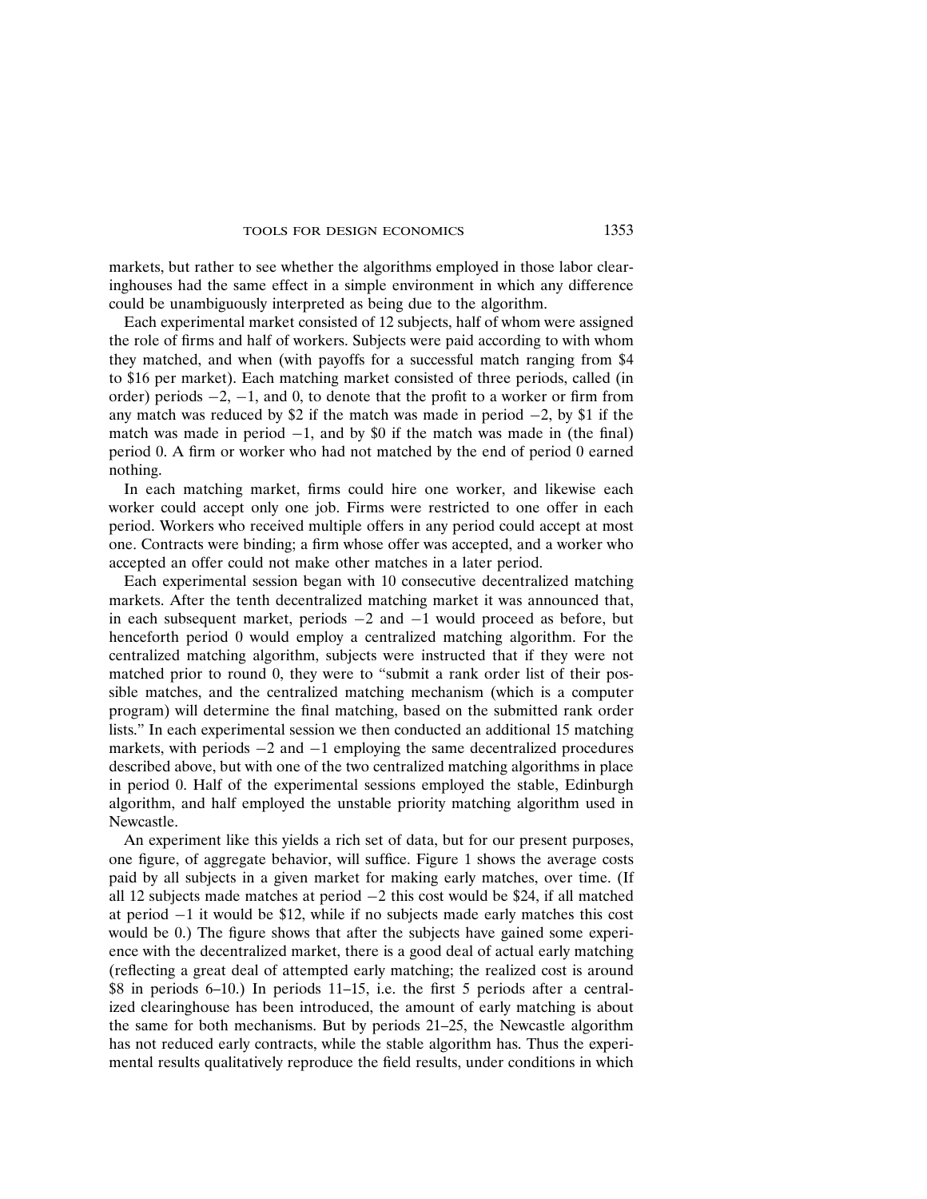markets, but rather to see whether the algorithms employed in those labor clearinghouses had the same effect in a simple environment in which any difference could be unambiguously interpreted as being due to the algorithm.

Each experimental market consisted of 12 subjects, half of whom were assigned the role of firms and half of workers. Subjects were paid according to with whom they matched, and when (with payoffs for a successful match ranging from \$4 to \$16 per market). Each matching market consisted of three periods, called (in order) periods $-2$, $-1$, and 0, to denote that the profit to a worker or firm from any match was reduced by \$2 if the match was made in period $-2$, by \$1 if the match was made in period $-1$, and by \$0 if the match was made in (the final) period 0. A firm or worker who had not matched by the end of period 0 earned nothing.

In each matching market, firms could hire one worker, and likewise each worker could accept only one job. Firms were restricted to one offer in each period. Workers who received multiple offers in any period could accept at most one. Contracts were binding; a firm whose offer was accepted, and a worker who accepted an offer could not make other matches in a later period.

Each experimental session began with 10 consecutive decentralized matching markets. After the tenth decentralized matching market it was announced that, in each subsequent market, periods $-2$ and $-1$ would proceed as before, but henceforth period 0 would employ a centralized matching algorithm. For the centralized matching algorithm, subjects were instructed that if they were not matched prior to round 0, they were to "submit a rank order list of their possible matches, and the centralized matching mechanism (which is a computer program) will determine the final matching, based on the submitted rank order lists." In each experimental session we then conducted an additional 15 matching markets, with periods $-2$ and $-1$ employing the same decentralized procedures described above, but with one of the two centralized matching algorithms in place in period 0. Half of the experimental sessions employed the stable, Edinburgh algorithm, and half employed the unstable priority matching algorithm used in Newcastle.

An experiment like this yields a rich set of data, but for our present purposes, one figure, of aggregate behavior, will suffice. Figure 1 shows the average costs paid by all subjects in a given market for making early matches, over time. (If all 12 subjects made matches at period $-2$ this cost would be \$24, if all matched at period $-1$ it would be \$12, while if no subjects made early matches this cost would be 0.) The figure shows that after the subjects have gained some experience with the decentralized market, there is a good deal of actual early matching (reflecting a great deal of attempted early matching; the realized cost is around \$8 in periods 6–10.) In periods 11–15, i.e. the first 5 periods after a centralized clearinghouse has been introduced, the amount of early matching is about the same for both mechanisms. But by periods 21–25, the Newcastle algorithm has not reduced early contracts, while the stable algorithm has. Thus the experimental results qualitatively reproduce the field results, under conditions in which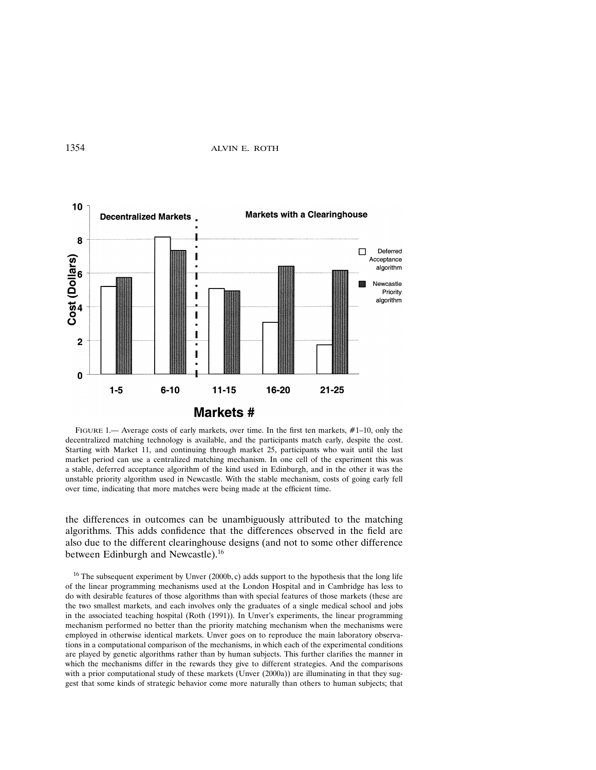10
8
6
4
2
0

Cost (Dollars)

Decentralized Markets

Markets with a Clearinghouse

Deferred Acceptance algorithm

Newcastle Priority algorithm

1-5
6-10
11-15
16-20
21-25

Markets #

FIGURE 1.— Average costs of early markets, over time. In the first ten markets, #1–10, only the decentralized matching technology is available, and the participants match early, despite the cost. Starting with Market 11, and continuing through market 25, participants who wait until the last market period can use a centralized matching mechanism. In one cell of the experiment this was a stable, deferred acceptance algorithm of the kind used in Edinburgh, and in the other it was the unstable priority algorithm used in Newcastle. With the stable mechanism, costs of going early fell over time, indicating that more matches were being made at the efficient time.

the differences in outcomes can be unambiguously attributed to the matching algorithms. This adds confidence that the differences observed in the field are also due to the different clearinghouse designs (and not to some other difference between Edinburgh and Newcastle).[16]

[16] The subsequent experiment by Unver (2000b, c) adds support to the hypothesis that the long life of the linear programming mechanisms used at the London Hospital and in Cambridge has less to do with desirable features of those algorithms than with special features of those markets (these are the two smallest markets, and each involves only the graduates of a single medical school and jobs in the associated teaching hospital (Roth (1991)). In Unver's experiments, the linear programming mechanism performed no better than the priority matching mechanism when the mechanisms were employed in otherwise identical markets. Unver goes on to reproduce the main laboratory observations in a computational comparison of the mechanisms, in which each of the experimental conditions are played by genetic algorithms rather than by human subjects. This further clarifies the manner in which the mechanisms differ in the rewards they give to different strategies. And the comparisons with a prior computational study of these markets (Unver (2000a)) are illuminating in that they suggest that some kinds of strategic behavior come more naturally than others to human subjects; that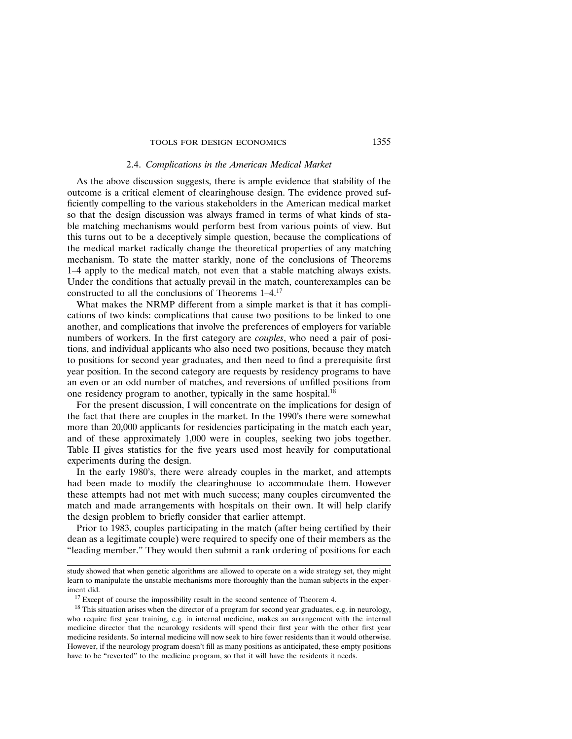## 2.4. *Complications in the American Medical Market*

As the above discussion suggests, there is ample evidence that stability of the outcome is a critical element of clearinghouse design. The evidence proved sufficiently compelling to the various stakeholders in the American medical market so that the design discussion was always framed in terms of what kinds of stable matching mechanisms would perform best from various points of view. But this turns out to be a deceptively simple question, because the complications of the medical market radically change the theoretical properties of any matching mechanism. To state the matter starkly, none of the conclusions of Theorems 1–4 apply to the medical match, not even that a stable matching always exists. Under the conditions that actually prevail in the match, counterexamples can be constructed to all the conclusions of Theorems 1–4.[17]

What makes the NRMP different from a simple market is that it has complications of two kinds: complications that cause two positions to be linked to one another, and complications that involve the preferences of employers for variable numbers of workers. In the first category are *couples*, who need a pair of positions, and individual applicants who also need two positions, because they match to positions for second year graduates, and then need to find a prerequisite first year position. In the second category are requests by residency programs to have an even or an odd number of matches, and reversions of unfilled positions from one residency program to another, typically in the same hospital.[18]

For the present discussion, I will concentrate on the implications for design of the fact that there are couples in the market. In the 1990's there were somewhat more than 20,000 applicants for residencies participating in the match each year, and of these approximately 1,000 were in couples, seeking two jobs together. Table II gives statistics for the five years used most heavily for computational experiments during the design.

In the early 1980's, there were already couples in the market, and attempts had been made to modify the clearinghouse to accommodate them. However these attempts had not met with much success; many couples circumvented the match and made arrangements with hospitals on their own. It will help clarify the design problem to briefly consider that earlier attempt.

Prior to 1983, couples participating in the match (after being certified by their dean as a legitimate couple) were required to specify one of their members as the "leading member." They would then submit a rank ordering of positions for each

---

study showed that when genetic algorithms are allowed to operate on a wide strategy set, they might learn to manipulate the unstable mechanisms more thoroughly than the human subjects in the experiment did.

[17] Except of course the impossibility result in the second sentence of Theorem 4.

[18] This situation arises when the director of a program for second year graduates, e.g. in neurology, who require first year training, e.g. in internal medicine, makes an arrangement with the internal medicine director that the neurology residents will spend their first year with the other first year medicine residents. So internal medicine will now seek to hire fewer residents than it would otherwise. However, if the neurology program doesn't fill as many positions as anticipated, these empty positions have to be "reverted" to the medicine program, so that it will have the residents it needs.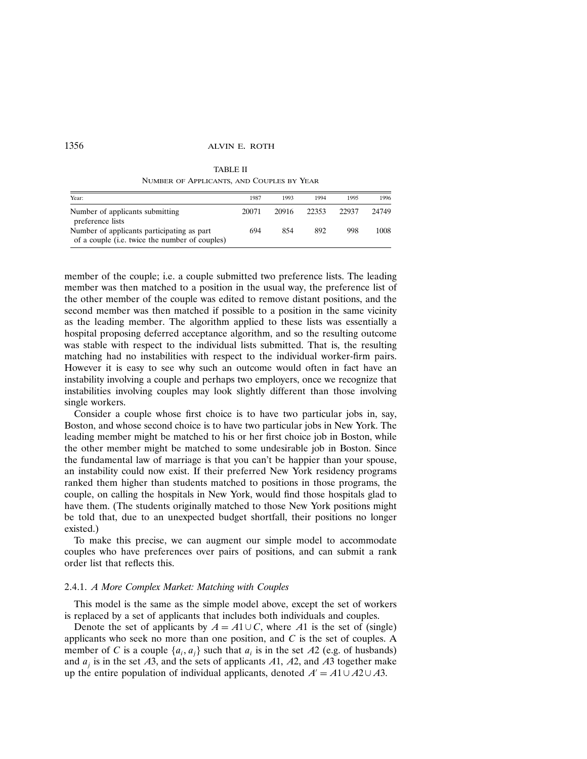TABLE II

NUMBER OF APPLICANTS, AND COUPLES BY YEAR

| Year: | 1987 | 1993 | 1994 | 1995 | 1996 |
|---|---|---|---|---|---|
| Number of applicants submitting preference lists | 20071 | 20916 | 22353 | 22937 | 24749 |
| Number of applicants participating as part of a couple (i.e. twice the number of couples) | 694 | 854 | 892 | 998 | 1008 |

member of the couple; i.e. a couple submitted two preference lists. The leading member was then matched to a position in the usual way, the preference list of the other member of the couple was edited to remove distant positions, and the second member was then matched if possible to a position in the same vicinity as the leading member. The algorithm applied to these lists was essentially a hospital proposing deferred acceptance algorithm, and so the resulting outcome was stable with respect to the individual lists submitted. That is, the resulting matching had no instabilities with respect to the individual worker-firm pairs. However it is easy to see why such an outcome would often in fact have an instability involving a couple and perhaps two employers, once we recognize that instabilities involving couples may look slightly different than those involving single workers.

Consider a couple whose first choice is to have two particular jobs in, say, Boston, and whose second choice is to have two particular jobs in New York. The leading member might be matched to his or her first choice job in Boston, while the other member might be matched to some undesirable job in Boston. Since the fundamental law of marriage is that you can't be happier than your spouse, an instability could now exist. If their preferred New York residency programs ranked them higher than students matched to positions in those programs, the couple, on calling the hospitals in New York, would find those hospitals glad to have them. (The students originally matched to those New York positions might be told that, due to an unexpected budget shortfall, their positions no longer existed.)

To make this precise, we can augment our simple model to accommodate couples who have preferences over pairs of positions, and can submit a rank order list that reflects this.

### 2.4.1. *A More Complex Market: Matching with Couples*

This model is the same as the simple model above, except the set of workers is replaced by a set of applicants that includes both individuals and couples.

Denote the set of applicants by $A = A1 \cup C$, where $A1$ is the set of (single) applicants who seek no more than one position, and $C$ is the set of couples. A member of $C$ is a couple $\{a_i, a_j\}$ such that $a_i$ is in the set $A2$ (e.g. of husbands) and $a_j$ is in the set $A3$, and the sets of applicants $A1$, $A2$, and $A3$ together make up the entire population of individual applicants, denoted $A' = A1 \cup A2 \cup A3$.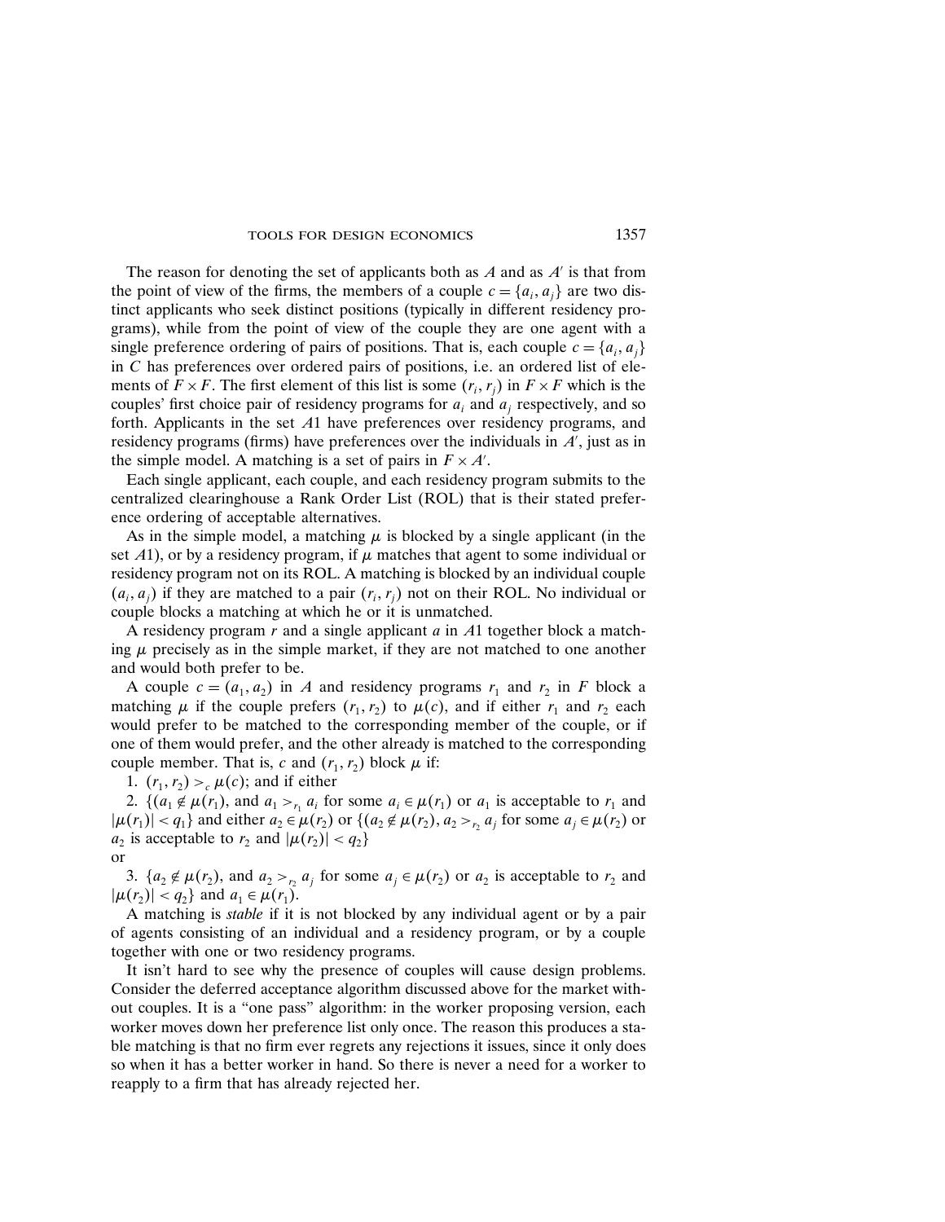The reason for denoting the set of applicants both as $A$ and as $A'$ is that from the point of view of the firms, the members of a couple $c = \{a_i, a_j\}$ are two distinct applicants who seek distinct positions (typically in different residency programs), while from the point of view of the couple they are one agent with a single preference ordering of pairs of positions. That is, each couple $c = \{a_i, a_j\}$ in $C$ has preferences over ordered pairs of positions, i.e. an ordered list of elements of $F \times F$. The first element of this list is some $(r_i, r_j)$ in $F \times F$ which is the couples' first choice pair of residency programs for $a_i$ and $a_j$ respectively, and so forth. Applicants in the set $A1$ have preferences over residency programs, and residency programs (firms) have preferences over the individuals in $A'$, just as in the simple model. A matching is a set of pairs in $F \times A'$.

Each single applicant, each couple, and each residency program submits to the centralized clearinghouse a Rank Order List (ROL) that is their stated preference ordering of acceptable alternatives.

As in the simple model, a matching $\mu$ is blocked by a single applicant (in the set $A1$), or by a residency program, if $\mu$ matches that agent to some individual or residency program not on its ROL. A matching is blocked by an individual couple $(a_i, a_j)$ if they are matched to a pair $(r_i, r_j)$ not on their ROL. No individual or couple blocks a matching at which he or it is unmatched.

A residency program $r$ and a single applicant $a$ in $A1$ together block a matching $\mu$ precisely as in the simple market, if they are not matched to one another and would both prefer to be.

A couple $c = (a_1, a_2)$ in $A$ and residency programs $r_1$ and $r_2$ in $F$ block a matching $\mu$ if the couple prefers $(r_1, r_2)$ to $\mu(c)$, and if either $r_1$ and $r_2$ each would prefer to be matched to the corresponding member of the couple, or if one of them would prefer, and the other already is matched to the corresponding couple member. That is, $c$ and $(r_1, r_2)$ block $\mu$ if:

1. $(r_1, r_2) >_c \mu(c)$; and if either

2. $\{(a_1 \notin \mu(r_1)$, and $a_1 >_{r_1} a_i$ for some $a_i \in \mu(r_1)$ or $a_1$ is acceptable to $r_1$ and $|\mu(r_1)| < q_1\}$ and either $a_2 \in \mu(r_2)$ or $\{(a_2 \notin \mu(r_2), a_2 >_{r_2} a_j$ for some $a_j \in \mu(r_2)$ or $a_2$ is acceptable to $r_2$ and $|\mu(r_2)| < q_2\}$

or

3. $\{a_2 \notin \mu(r_2)$, and $a_2 >_{r_2} a_j$ for some $a_j \in \mu(r_2)$ or $a_2$ is acceptable to $r_2$ and $|\mu(r_2)| < q_2\}$ and $a_1 \in \mu(r_1)$.

A matching is *stable* if it is not blocked by any individual agent or by a pair of agents consisting of an individual and a residency program, or by a couple together with one or two residency programs.

It isn't hard to see why the presence of couples will cause design problems. Consider the deferred acceptance algorithm discussed above for the market without couples. It is a "one pass" algorithm: in the worker proposing version, each worker moves down her preference list only once. The reason this produces a stable matching is that no firm ever regrets any rejections it issues, since it only does so when it has a better worker in hand. So there is never a need for a worker to reapply to a firm that has already rejected her.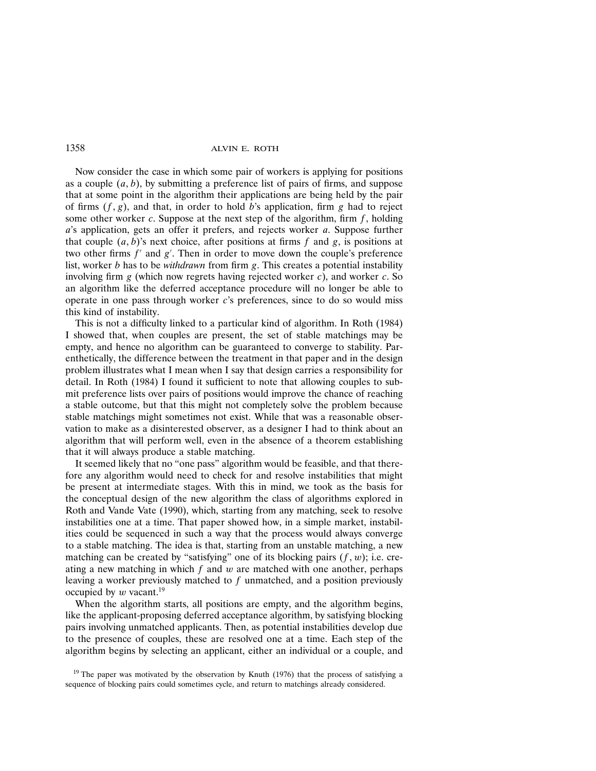Now consider the case in which some pair of workers is applying for positions as a couple $(a, b)$, by submitting a preference list of pairs of firms, and suppose that at some point in the algorithm their applications are being held by the pair of firms $(f, g)$, and that, in order to hold $b$'s application, firm $g$ had to reject some other worker $c$. Suppose at the next step of the algorithm, firm $f$, holding $a$'s application, gets an offer it prefers, and rejects worker $a$. Suppose further that couple $(a, b)$'s next choice, after positions at firms $f$ and $g$, is positions at two other firms $f'$ and $g'$. Then in order to move down the couple's preference list, worker $b$ has to be *withdrawn* from firm $g$. This creates a potential instability involving firm $g$ (which now regrets having rejected worker $c$), and worker $c$. So an algorithm like the deferred acceptance procedure will no longer be able to operate in one pass through worker $c$'s preferences, since to do so would miss this kind of instability.

This is not a difficulty linked to a particular kind of algorithm. In Roth (1984) I showed that, when couples are present, the set of stable matchings may be empty, and hence no algorithm can be guaranteed to converge to stability. Parenthetically, the difference between the treatment in that paper and in the design problem illustrates what I mean when I say that design carries a responsibility for detail. In Roth (1984) I found it sufficient to note that allowing couples to submit preference lists over pairs of positions would improve the chance of reaching a stable outcome, but that this might not completely solve the problem because stable matchings might sometimes not exist. While that was a reasonable observation to make as a disinterested observer, as a designer I had to think about an algorithm that will perform well, even in the absence of a theorem establishing that it will always produce a stable matching.

It seemed likely that no "one pass" algorithm would be feasible, and that therefore any algorithm would need to check for and resolve instabilities that might be present at intermediate stages. With this in mind, we took as the basis for the conceptual design of the new algorithm the class of algorithms explored in Roth and Vande Vate (1990), which, starting from any matching, seek to resolve instabilities one at a time. That paper showed how, in a simple market, instabilities could be sequenced in such a way that the process would always converge to a stable matching. The idea is that, starting from an unstable matching, a new matching can be created by "satisfying" one of its blocking pairs $(f, w)$; i.e. creating a new matching in which $f$ and $w$ are matched with one another, perhaps leaving a worker previously matched to $f$ unmatched, and a position previously occupied by $w$ vacant.[19]

When the algorithm starts, all positions are empty, and the algorithm begins, like the applicant-proposing deferred acceptance algorithm, by satisfying blocking pairs involving unmatched applicants. Then, as potential instabilities develop due to the presence of couples, these are resolved one at a time. Each step of the algorithm begins by selecting an applicant, either an individual or a couple, and

[19] The paper was motivated by the observation by Knuth (1976) that the process of satisfying a sequence of blocking pairs could sometimes cycle, and return to matchings already considered.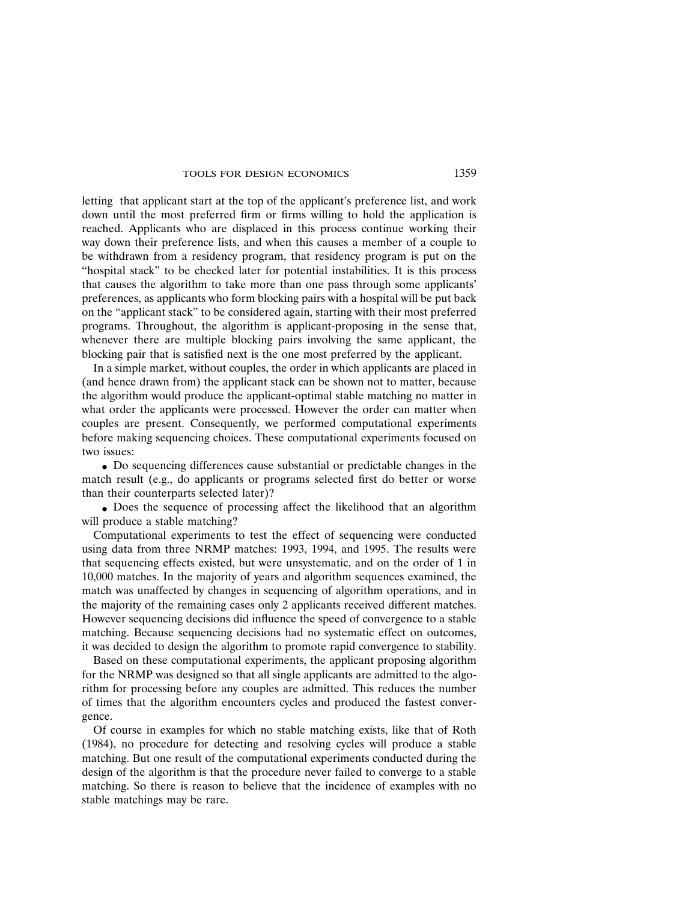letting that applicant start at the top of the applicant's preference list, and work down until the most preferred firm or firms willing to hold the application is reached. Applicants who are displaced in this process continue working their way down their preference lists, and when this causes a member of a couple to be withdrawn from a residency program, that residency program is put on the "hospital stack" to be checked later for potential instabilities. It is this process that causes the algorithm to take more than one pass through some applicants' preferences, as applicants who form blocking pairs with a hospital will be put back on the "applicant stack" to be considered again, starting with their most preferred programs. Throughout, the algorithm is applicant-proposing in the sense that, whenever there are multiple blocking pairs involving the same applicant, the blocking pair that is satisfied next is the one most preferred by the applicant.

In a simple market, without couples, the order in which applicants are placed in (and hence drawn from) the applicant stack can be shown not to matter, because the algorithm would produce the applicant-optimal stable matching no matter in what order the applicants were processed. However the order can matter when couples are present. Consequently, we performed computational experiments before making sequencing choices. These computational experiments focused on two issues:

- Do sequencing differences cause substantial or predictable changes in the match result (e.g., do applicants or programs selected first do better or worse than their counterparts selected later)?
- Does the sequence of processing affect the likelihood that an algorithm will produce a stable matching?

Computational experiments to test the effect of sequencing were conducted using data from three NRMP matches: 1993, 1994, and 1995. The results were that sequencing effects existed, but were unsystematic, and on the order of 1 in 10,000 matches. In the majority of years and algorithm sequences examined, the match was unaffected by changes in sequencing of algorithm operations, and in the majority of the remaining cases only 2 applicants received different matches. However sequencing decisions did influence the speed of convergence to a stable matching. Because sequencing decisions had no systematic effect on outcomes, it was decided to design the algorithm to promote rapid convergence to stability.

Based on these computational experiments, the applicant proposing algorithm for the NRMP was designed so that all single applicants are admitted to the algorithm for processing before any couples are admitted. This reduces the number of times that the algorithm encounters cycles and produced the fastest convergence.

Of course in examples for which no stable matching exists, like that of Roth (1984), no procedure for detecting and resolving cycles will produce a stable matching. But one result of the computational experiments conducted during the design of the algorithm is that the procedure never failed to converge to a stable matching. So there is reason to believe that the incidence of examples with no stable matchings may be rare.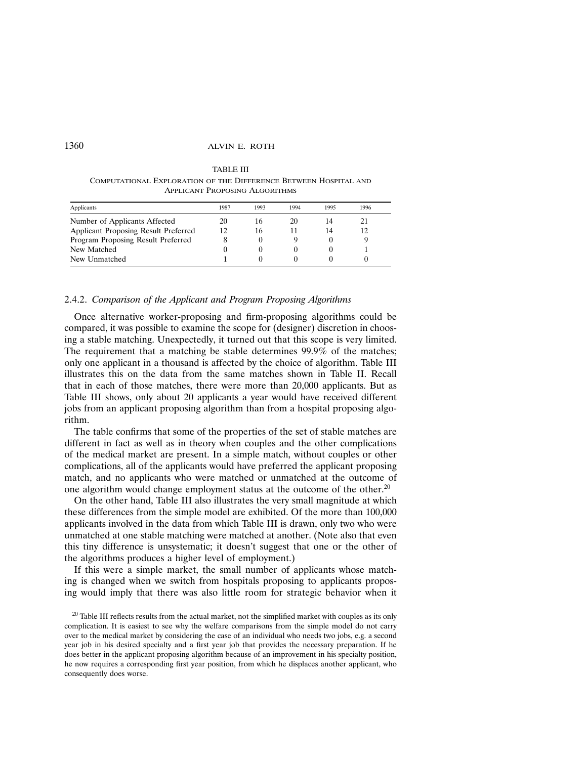TABLE III

Computational Exploration of the Difference Between Hospital and Applicant Proposing Algorithms

| Applicants | 1987 | 1993 | 1994 | 1995 | 1996 |
|---|---|---|---|---|---|
| Number of Applicants Affected | 20 | 16 | 20 | 14 | 21 |
| Applicant Proposing Result Preferred | 12 | 16 | 11 | 14 | 12 |
| Program Proposing Result Preferred | 8 | 0 | 9 | 0 | 9 |
| New Matched | 0 | 0 | 0 | 0 | 1 |
| New Unmatched | 1 | 0 | 0 | 0 | 0 |

### 2.4.2. *Comparison of the Applicant and Program Proposing Algorithms*

Once alternative worker-proposing and firm-proposing algorithms could be compared, it was possible to examine the scope for (designer) discretion in choosing a stable matching. Unexpectedly, it turned out that this scope is very limited. The requirement that a matching be stable determines 99.9% of the matches; only one applicant in a thousand is affected by the choice of algorithm. Table III illustrates this on the data from the same matches shown in Table II. Recall that in each of those matches, there were more than 20,000 applicants. But as Table III shows, only about 20 applicants a year would have received different jobs from an applicant proposing algorithm than from a hospital proposing algorithm.

The table confirms that some of the properties of the set of stable matches are different in fact as well as in theory when couples and the other complications of the medical market are present. In a simple match, without couples or other complications, all of the applicants would have preferred the applicant proposing match, and no applicants who were matched or unmatched at the outcome of one algorithm would change employment status at the outcome of the other.[20]

On the other hand, Table III also illustrates the very small magnitude at which these differences from the simple model are exhibited. Of the more than 100,000 applicants involved in the data from which Table III is drawn, only two who were unmatched at one stable matching were matched at another. (Note also that even this tiny difference is unsystematic; it doesn't suggest that one or the other of the algorithms produces a higher level of employment.)

If this were a simple market, the small number of applicants whose matching is changed when we switch from hospitals proposing to applicants proposing would imply that there was also little room for strategic behavior when it

[20] Table III reflects results from the actual market, not the simplified market with couples as its only complication. It is easiest to see why the welfare comparisons from the simple model do not carry over to the medical market by considering the case of an individual who needs two jobs, e.g. a second year job in his desired specialty and a first year job that provides the necessary preparation. If he does better in the applicant proposing algorithm because of an improvement in his specialty position, he now requires a corresponding first year position, from which he displaces another applicant, who consequently does worse.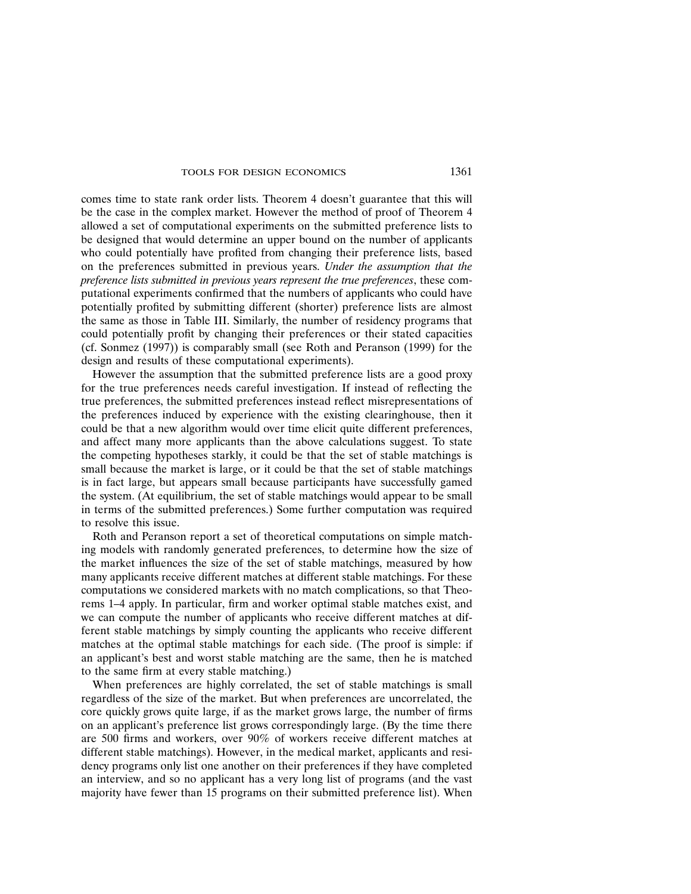comes time to state rank order lists. Theorem 4 doesn't guarantee that this will be the case in the complex market. However the method of proof of Theorem 4 allowed a set of computational experiments on the submitted preference lists to be designed that would determine an upper bound on the number of applicants who could potentially have profited from changing their preference lists, based on the preferences submitted in previous years. *Under the assumption that the preference lists submitted in previous years represent the true preferences*, these computational experiments confirmed that the numbers of applicants who could have potentially profited by submitting different (shorter) preference lists are almost the same as those in Table III. Similarly, the number of residency programs that could potentially profit by changing their preferences or their stated capacities (cf. Sonmez (1997)) is comparably small (see Roth and Peranson (1999) for the design and results of these computational experiments).

However the assumption that the submitted preference lists are a good proxy for the true preferences needs careful investigation. If instead of reflecting the true preferences, the submitted preferences instead reflect misrepresentations of the preferences induced by experience with the existing clearinghouse, then it could be that a new algorithm would over time elicit quite different preferences, and affect many more applicants than the above calculations suggest. To state the competing hypotheses starkly, it could be that the set of stable matchings is small because the market is large, or it could be that the set of stable matchings is in fact large, but appears small because participants have successfully gamed the system. (At equilibrium, the set of stable matchings would appear to be small in terms of the submitted preferences.) Some further computation was required to resolve this issue.

Roth and Peranson report a set of theoretical computations on simple matching models with randomly generated preferences, to determine how the size of the market influences the size of the set of stable matchings, measured by how many applicants receive different matches at different stable matchings. For these computations we considered markets with no match complications, so that Theorems 1–4 apply. In particular, firm and worker optimal stable matches exist, and we can compute the number of applicants who receive different matches at different stable matchings by simply counting the applicants who receive different matches at the optimal stable matchings for each side. (The proof is simple: if an applicant's best and worst stable matching are the same, then he is matched to the same firm at every stable matching.)

When preferences are highly correlated, the set of stable matchings is small regardless of the size of the market. But when preferences are uncorrelated, the core quickly grows quite large, if as the market grows large, the number of firms on an applicant's preference list grows correspondingly large. (By the time there are 500 firms and workers, over 90% of workers receive different matches at different stable matchings). However, in the medical market, applicants and residency programs only list one another on their preferences if they have completed an interview, and so no applicant has a very long list of programs (and the vast majority have fewer than 15 programs on their submitted preference list). When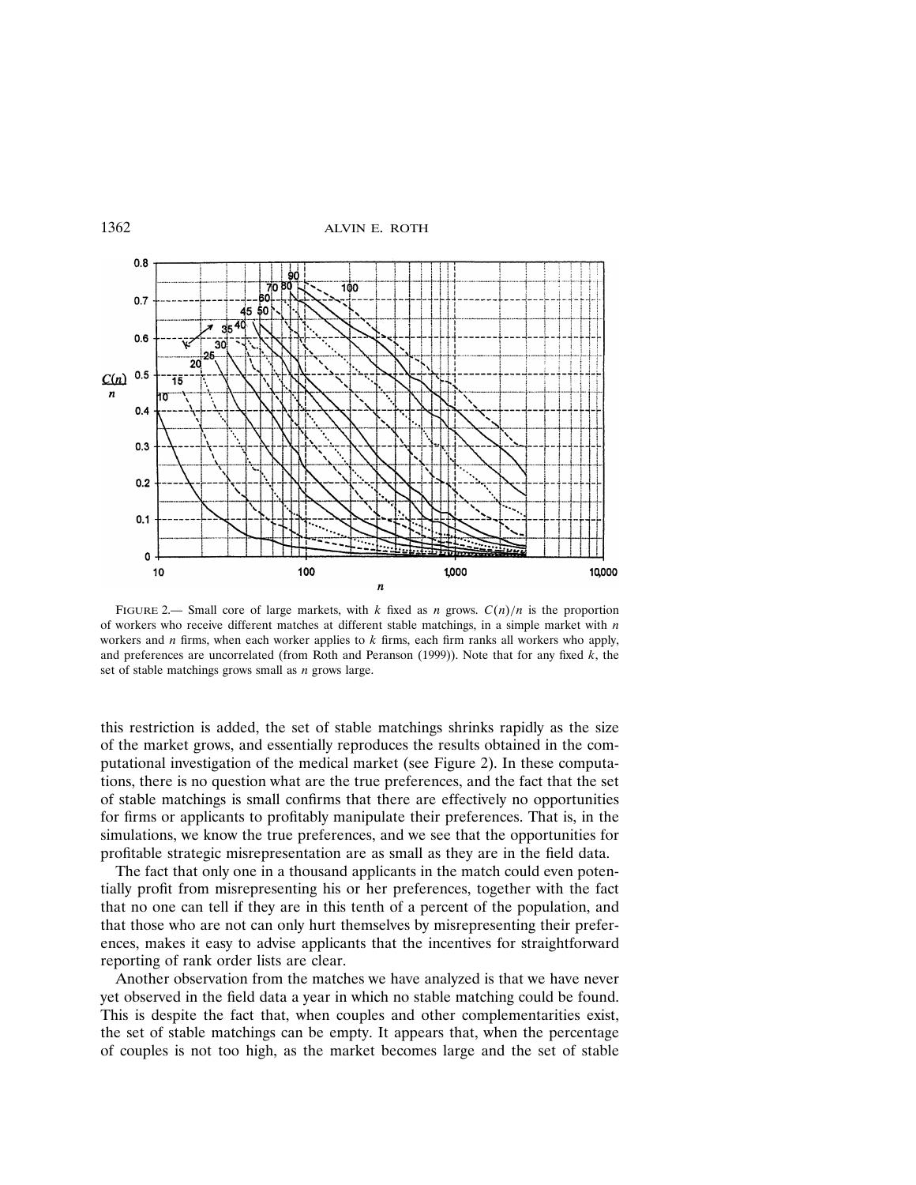0.8
0.7
0.6
0.5
0.4
0.3
0.2
0.1
0

$\frac{C(n)}{n}$

10
100
1,000
10,000

$n$

10 15 20 25 30 35 40 45 50 60 70 80 90 100

k

FIGURE 2.— Small core of large markets, with $k$ fixed as $n$ grows. $C(n)/n$ is the proportion of workers who receive different matches at different stable matchings, in a simple market with $n$ workers and $n$ firms, when each worker applies to $k$ firms, each firm ranks all workers who apply, and preferences are uncorrelated (from Roth and Peranson (1999)). Note that for any fixed $k$, the set of stable matchings grows small as $n$ grows large.

this restriction is added, the set of stable matchings shrinks rapidly as the size of the market grows, and essentially reproduces the results obtained in the computational investigation of the medical market (see Figure 2). In these computations, there is no question what are the true preferences, and the fact that the set of stable matchings is small confirms that there are effectively no opportunities for firms or applicants to profitably manipulate their preferences. That is, in the simulations, we know the true preferences, and we see that the opportunities for profitable strategic misrepresentation are as small as they are in the field data.

The fact that only one in a thousand applicants in the match could even potentially profit from misrepresenting his or her preferences, together with the fact that no one can tell if they are in this tenth of a percent of the population, and that those who are not can only hurt themselves by misrepresenting their preferences, makes it easy to advise applicants that the incentives for straightforward reporting of rank order lists are clear.

Another observation from the matches we have analyzed is that we have never yet observed in the field data a year in which no stable matching could be found. This is despite the fact that, when couples and other complementarities exist, the set of stable matchings can be empty. It appears that, when the percentage of couples is not too high, as the market becomes large and the set of stable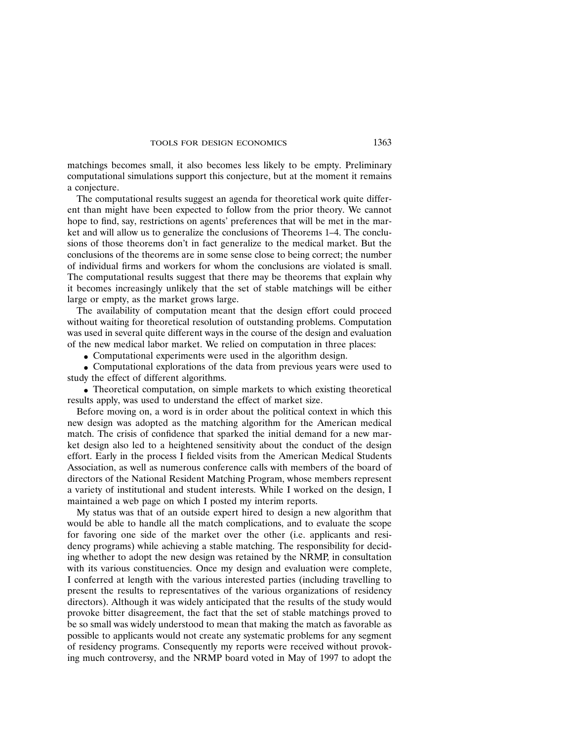matchings becomes small, it also becomes less likely to be empty. Preliminary computational simulations support this conjecture, but at the moment it remains a conjecture.

The computational results suggest an agenda for theoretical work quite different than might have been expected to follow from the prior theory. We cannot hope to find, say, restrictions on agents' preferences that will be met in the market and will allow us to generalize the conclusions of Theorems 1–4. The conclusions of those theorems don't in fact generalize to the medical market. But the conclusions of the theorems are in some sense close to being correct; the number of individual firms and workers for whom the conclusions are violated is small. The computational results suggest that there may be theorems that explain why it becomes increasingly unlikely that the set of stable matchings will be either large or empty, as the market grows large.

The availability of computation meant that the design effort could proceed without waiting for theoretical resolution of outstanding problems. Computation was used in several quite different ways in the course of the design and evaluation of the new medical labor market. We relied on computation in three places:

- Computational experiments were used in the algorithm design.
- Computational explorations of the data from previous years were used to study the effect of different algorithms.
- Theoretical computation, on simple markets to which existing theoretical results apply, was used to understand the effect of market size.

Before moving on, a word is in order about the political context in which this new design was adopted as the matching algorithm for the American medical match. The crisis of confidence that sparked the initial demand for a new market design also led to a heightened sensitivity about the conduct of the design effort. Early in the process I fielded visits from the American Medical Students Association, as well as numerous conference calls with members of the board of directors of the National Resident Matching Program, whose members represent a variety of institutional and student interests. While I worked on the design, I maintained a web page on which I posted my interim reports.

My status was that of an outside expert hired to design a new algorithm that would be able to handle all the match complications, and to evaluate the scope for favoring one side of the market over the other (i.e. applicants and residency programs) while achieving a stable matching. The responsibility for deciding whether to adopt the new design was retained by the NRMP, in consultation with its various constituencies. Once my design and evaluation were complete, I conferred at length with the various interested parties (including travelling to present the results to representatives of the various organizations of residency directors). Although it was widely anticipated that the results of the study would provoke bitter disagreement, the fact that the set of stable matchings proved to be so small was widely understood to mean that making the match as favorable as possible to applicants would not create any systematic problems for any segment of residency programs. Consequently my reports were received without provoking much controversy, and the NRMP board voted in May of 1997 to adopt the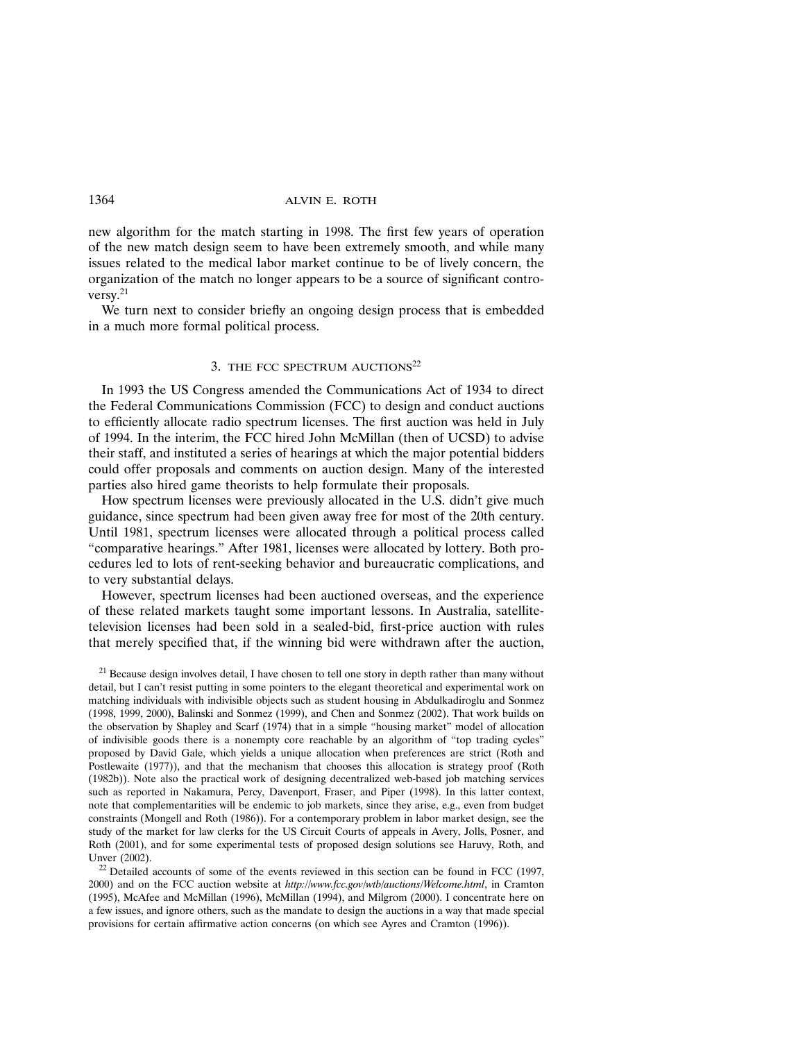new algorithm for the match starting in 1998. The first few years of operation of the new match design seem to have been extremely smooth, and while many issues related to the medical labor market continue to be of lively concern, the organization of the match no longer appears to be a source of significant controversy.[21]

We turn next to consider briefly an ongoing design process that is embedded in a much more formal political process.

## 3. THE FCC SPECTRUM AUCTIONS[22]

In 1993 the US Congress amended the Communications Act of 1934 to direct the Federal Communications Commission (FCC) to design and conduct auctions to efficiently allocate radio spectrum licenses. The first auction was held in July of 1994. In the interim, the FCC hired John McMillan (then of UCSD) to advise their staff, and instituted a series of hearings at which the major potential bidders could offer proposals and comments on auction design. Many of the interested parties also hired game theorists to help formulate their proposals.

How spectrum licenses were previously allocated in the U.S. didn't give much guidance, since spectrum had been given away free for most of the 20th century. Until 1981, spectrum licenses were allocated through a political process called "comparative hearings." After 1981, licenses were allocated by lottery. Both procedures led to lots of rent-seeking behavior and bureaucratic complications, and to very substantial delays.

However, spectrum licenses had been auctioned overseas, and the experience of these related markets taught some important lessons. In Australia, satellite-television licenses had been sold in a sealed-bid, first-price auction with rules that merely specified that, if the winning bid were withdrawn after the auction,

[21] Because design involves detail, I have chosen to tell one story in depth rather than many without detail, but I can't resist putting in some pointers to the elegant theoretical and experimental work on matching individuals with indivisible objects such as student housing in Abdulkadiroglu and Sonmez (1998, 1999, 2000), Balinski and Sonmez (1999), and Chen and Sonmez (2002). That work builds on the observation by Shapley and Scarf (1974) that in a simple "housing market" model of allocation of indivisible goods there is a nonempty core reachable by an algorithm of "top trading cycles" proposed by David Gale, which yields a unique allocation when preferences are strict (Roth and Postlewaite (1977)), and that the mechanism that chooses this allocation is strategy proof (Roth (1982b)). Note also the practical work of designing decentralized web-based job matching services such as reported in Nakamura, Percy, Davenport, Fraser, and Piper (1998). In this latter context, note that complementarities will be endemic to job markets, since they arise, e.g., even from budget constraints (Mongell and Roth (1986)). For a contemporary problem in labor market design, see the study of the market for law clerks for the US Circuit Courts of appeals in Avery, Jolls, Posner, and Roth (2001), and for some experimental tests of proposed design solutions see Haruvy, Roth, and Unver (2002).

[22] Detailed accounts of some of the events reviewed in this section can be found in FCC (1997, 2000) and on the FCC auction website at *http://www.fcc.gov/wtb/auctions/Welcome.html*, in Cramton (1995), McAfee and McMillan (1996), McMillan (1994), and Milgrom (2000). I concentrate here on a few issues, and ignore others, such as the mandate to design the auctions in a way that made special provisions for certain affirmative action concerns (on which see Ayres and Cramton (1996)).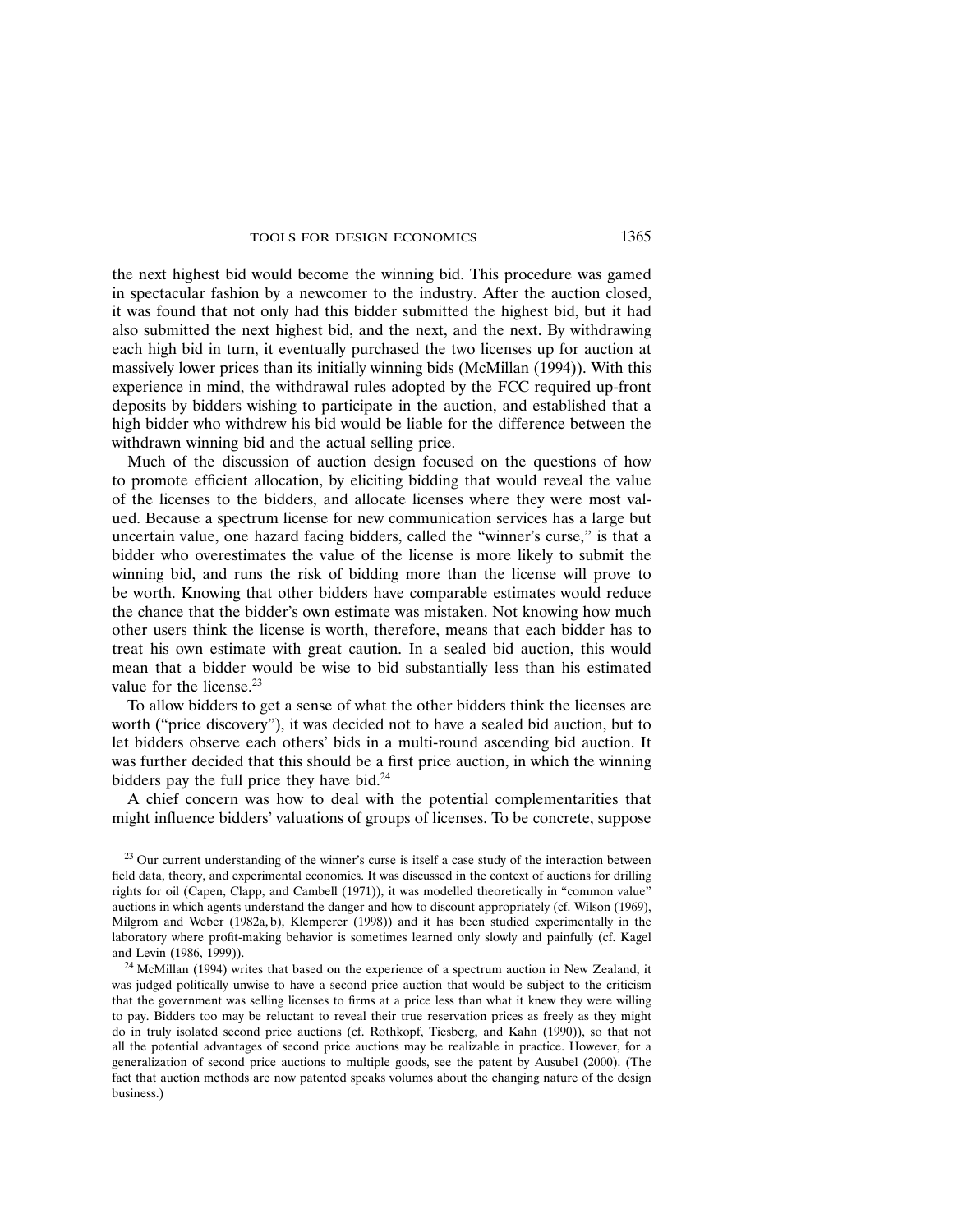the next highest bid would become the winning bid. This procedure was gamed in spectacular fashion by a newcomer to the industry. After the auction closed, it was found that not only had this bidder submitted the highest bid, but it had also submitted the next highest bid, and the next, and the next. By withdrawing each high bid in turn, it eventually purchased the two licenses up for auction at massively lower prices than its initially winning bids (McMillan (1994)). With this experience in mind, the withdrawal rules adopted by the FCC required up-front deposits by bidders wishing to participate in the auction, and established that a high bidder who withdrew his bid would be liable for the difference between the withdrawn winning bid and the actual selling price.

Much of the discussion of auction design focused on the questions of how to promote efficient allocation, by eliciting bidding that would reveal the value of the licenses to the bidders, and allocate licenses where they were most valued. Because a spectrum license for new communication services has a large but uncertain value, one hazard facing bidders, called the "winner's curse," is that a bidder who overestimates the value of the license is more likely to submit the winning bid, and runs the risk of bidding more than the license will prove to be worth. Knowing that other bidders have comparable estimates would reduce the chance that the bidder's own estimate was mistaken. Not knowing how much other users think the license is worth, therefore, means that each bidder has to treat his own estimate with great caution. In a sealed bid auction, this would mean that a bidder would be wise to bid substantially less than his estimated value for the license.[23]

To allow bidders to get a sense of what the other bidders think the licenses are worth ("price discovery"), it was decided not to have a sealed bid auction, but to let bidders observe each others' bids in a multi-round ascending bid auction. It was further decided that this should be a first price auction, in which the winning bidders pay the full price they have bid.[24]

A chief concern was how to deal with the potential complementarities that might influence bidders' valuations of groups of licenses. To be concrete, suppose

[23] Our current understanding of the winner's curse is itself a case study of the interaction between field data, theory, and experimental economics. It was discussed in the context of auctions for drilling rights for oil (Capen, Clapp, and Cambell (1971)), it was modelled theoretically in "common value" auctions in which agents understand the danger and how to discount appropriately (cf. Wilson (1969), Milgrom and Weber (1982a, b), Klemperer (1998)) and it has been studied experimentally in the laboratory where profit-making behavior is sometimes learned only slowly and painfully (cf. Kagel and Levin (1986, 1999)).

[24] McMillan (1994) writes that based on the experience of a spectrum auction in New Zealand, it was judged politically unwise to have a second price auction that would be subject to the criticism that the government was selling licenses to firms at a price less than what it knew they were willing to pay. Bidders too may be reluctant to reveal their true reservation prices as freely as they might do in truly isolated second price auctions (cf. Rothkopf, Tiesberg, and Kahn (1990)), so that not all the potential advantages of second price auctions may be realizable in practice. However, for a generalization of second price auctions to multiple goods, see the patent by Ausubel (2000). (The fact that auction methods are now patented speaks volumes about the changing nature of the design business.)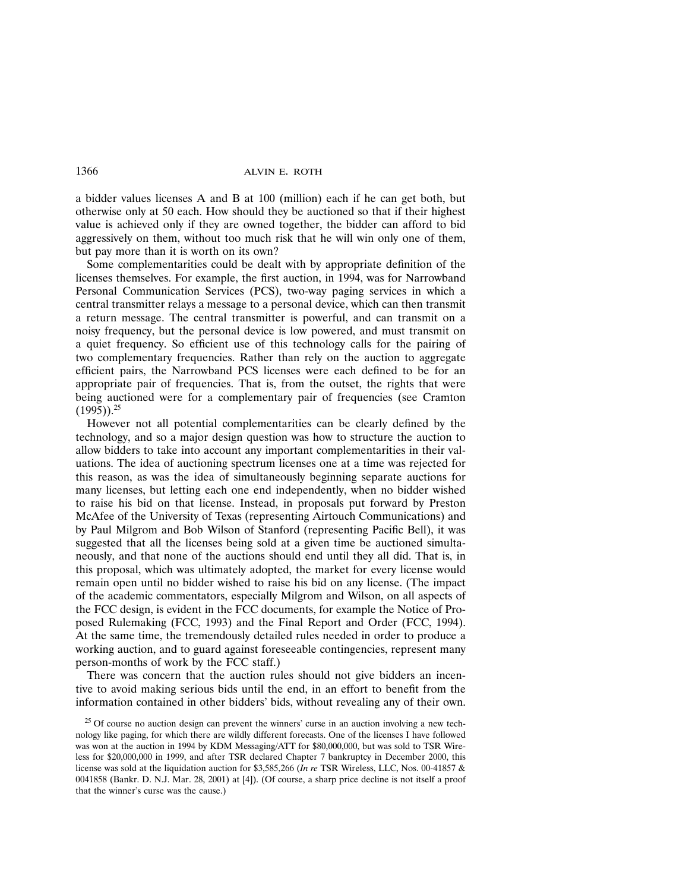a bidder values licenses A and B at 100 (million) each if he can get both, but otherwise only at 50 each. How should they be auctioned so that if their highest value is achieved only if they are owned together, the bidder can afford to bid aggressively on them, without too much risk that he will win only one of them, but pay more than it is worth on its own?

Some complementarities could be dealt with by appropriate definition of the licenses themselves. For example, the first auction, in 1994, was for Narrowband Personal Communication Services (PCS), two-way paging services in which a central transmitter relays a message to a personal device, which can then transmit a return message. The central transmitter is powerful, and can transmit on a noisy frequency, but the personal device is low powered, and must transmit on a quiet frequency. So efficient use of this technology calls for the pairing of two complementary frequencies. Rather than rely on the auction to aggregate efficient pairs, the Narrowband PCS licenses were each defined to be for an appropriate pair of frequencies. That is, from the outset, the rights that were being auctioned were for a complementary pair of frequencies (see Cramton (1995)).[25]

However not all potential complementarities can be clearly defined by the technology, and so a major design question was how to structure the auction to allow bidders to take into account any important complementarities in their valuations. The idea of auctioning spectrum licenses one at a time was rejected for this reason, as was the idea of simultaneously beginning separate auctions for many licenses, but letting each one end independently, when no bidder wished to raise his bid on that license. Instead, in proposals put forward by Preston McAfee of the University of Texas (representing Airtouch Communications) and by Paul Milgrom and Bob Wilson of Stanford (representing Pacific Bell), it was suggested that all the licenses being sold at a given time be auctioned simultaneously, and that none of the auctions should end until they all did. That is, in this proposal, which was ultimately adopted, the market for every license would remain open until no bidder wished to raise his bid on any license. (The impact of the academic commentators, especially Milgrom and Wilson, on all aspects of the FCC design, is evident in the FCC documents, for example the Notice of Proposed Rulemaking (FCC, 1993) and the Final Report and Order (FCC, 1994). At the same time, the tremendously detailed rules needed in order to produce a working auction, and to guard against foreseeable contingencies, represent many person-months of work by the FCC staff.)

There was concern that the auction rules should not give bidders an incentive to avoid making serious bids until the end, in an effort to benefit from the information contained in other bidders' bids, without revealing any of their own.

[25] Of course no auction design can prevent the winners' curse in an auction involving a new technology like paging, for which there are wildly different forecasts. One of the licenses I have followed was won at the auction in 1994 by KDM Messaging/ATT for $80,000,000, but was sold to TSR Wireless for $20,000,000 in 1999, and after TSR declared Chapter 7 bankruptcy in December 2000, this license was sold at the liquidation auction for $3,585,266 (*In re* TSR Wireless, LLC, Nos. 00-41857 & 0041858 (Bankr. D. N.J. Mar. 28, 2001) at [4]). (Of course, a sharp price decline is not itself a proof that the winner's curse was the cause.)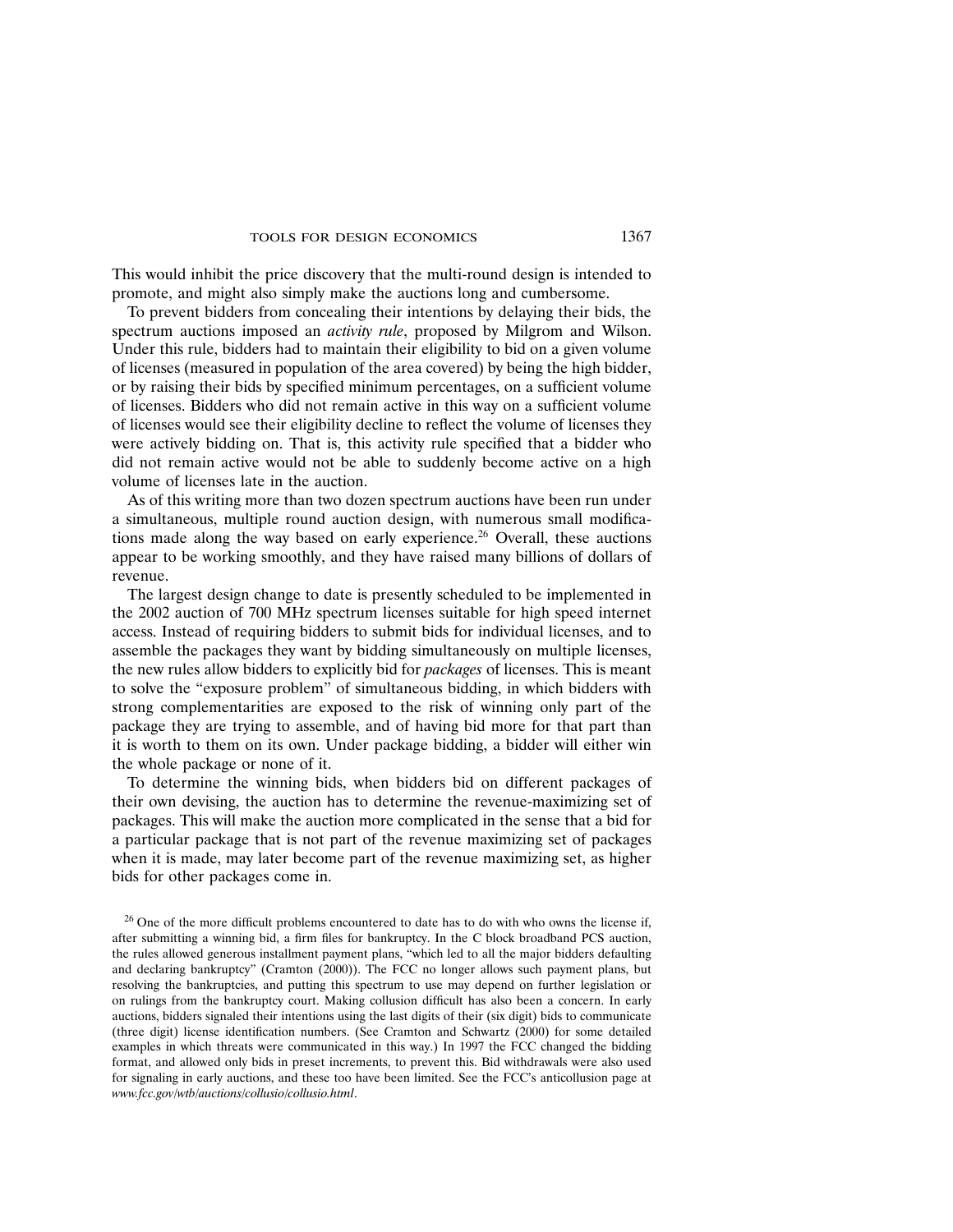This would inhibit the price discovery that the multi-round design is intended to promote, and might also simply make the auctions long and cumbersome.

To prevent bidders from concealing their intentions by delaying their bids, the spectrum auctions imposed an *activity rule*, proposed by Milgrom and Wilson. Under this rule, bidders had to maintain their eligibility to bid on a given volume of licenses (measured in population of the area covered) by being the high bidder, or by raising their bids by specified minimum percentages, on a sufficient volume of licenses. Bidders who did not remain active in this way on a sufficient volume of licenses would see their eligibility decline to reflect the volume of licenses they were actively bidding on. That is, this activity rule specified that a bidder who did not remain active would not be able to suddenly become active on a high volume of licenses late in the auction.

As of this writing more than two dozen spectrum auctions have been run under a simultaneous, multiple round auction design, with numerous small modifications made along the way based on early experience.[26] Overall, these auctions appear to be working smoothly, and they have raised many billions of dollars of revenue.

The largest design change to date is presently scheduled to be implemented in the 2002 auction of 700 MHz spectrum licenses suitable for high speed internet access. Instead of requiring bidders to submit bids for individual licenses, and to assemble the packages they want by bidding simultaneously on multiple licenses, the new rules allow bidders to explicitly bid for *packages* of licenses. This is meant to solve the "exposure problem" of simultaneous bidding, in which bidders with strong complementarities are exposed to the risk of winning only part of the package they are trying to assemble, and of having bid more for that part than it is worth to them on its own. Under package bidding, a bidder will either win the whole package or none of it.

To determine the winning bids, when bidders bid on different packages of their own devising, the auction has to determine the revenue-maximizing set of packages. This will make the auction more complicated in the sense that a bid for a particular package that is not part of the revenue maximizing set of packages when it is made, may later become part of the revenue maximizing set, as higher bids for other packages come in.

[26] One of the more difficult problems encountered to date has to do with who owns the license if, after submitting a winning bid, a firm files for bankruptcy. In the C block broadband PCS auction, the rules allowed generous installment payment plans, "which led to all the major bidders defaulting and declaring bankruptcy" (Cramton (2000)). The FCC no longer allows such payment plans, but resolving the bankruptcies, and putting this spectrum to use may depend on further legislation or on rulings from the bankruptcy court. Making collusion difficult has also been a concern. In early auctions, bidders signaled their intentions using the last digits of their (six digit) bids to communicate (three digit) license identification numbers. (See Cramton and Schwartz (2000) for some detailed examples in which threats were communicated in this way.) In 1997 the FCC changed the bidding format, and allowed only bids in preset increments, to prevent this. Bid withdrawals were also used for signaling in early auctions, and these too have been limited. See the FCC's anticollusion page at *www.fcc.gov/wtb/auctions/collusio/collusio.html*.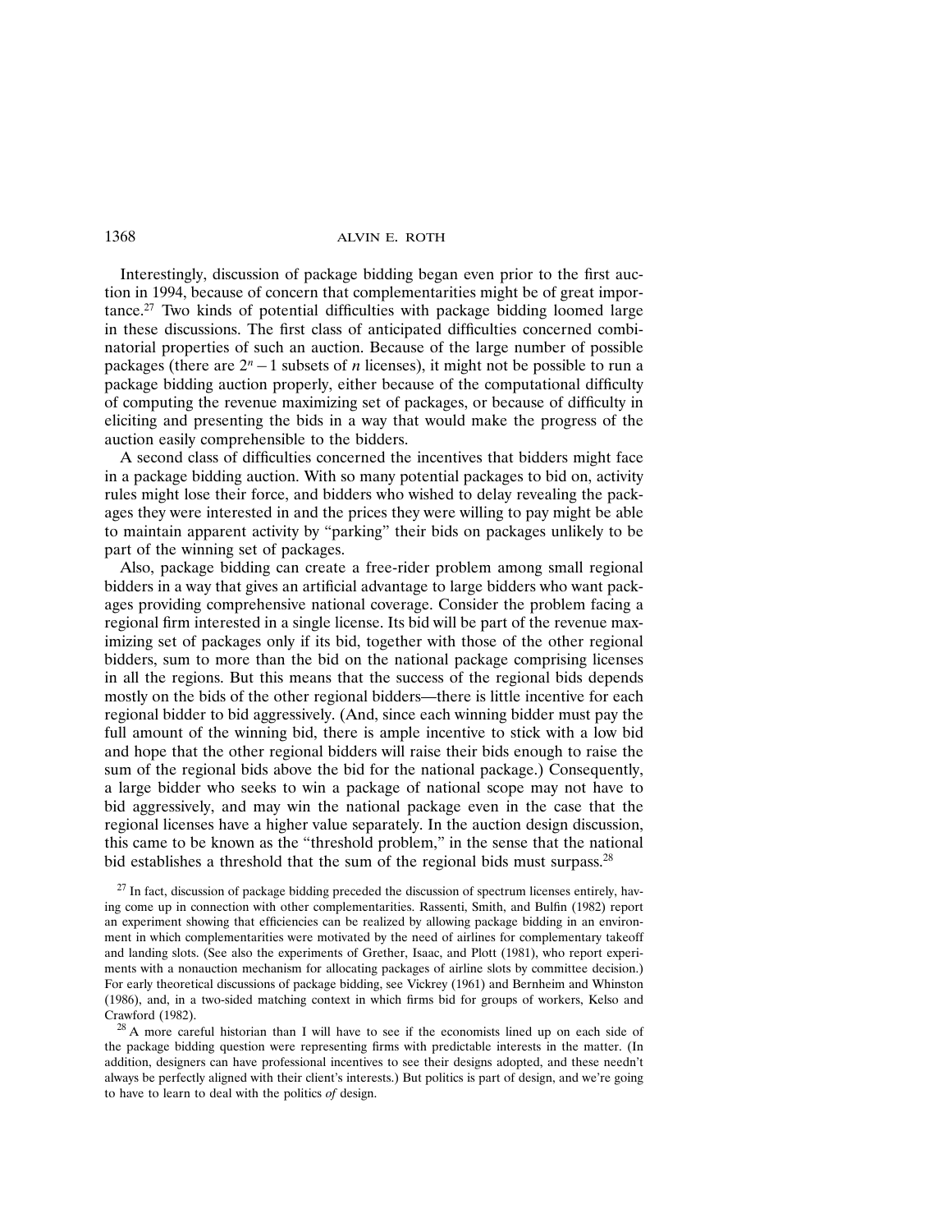Interestingly, discussion of package bidding began even prior to the first auction in 1994, because of concern that complementarities might be of great importance.[27] Two kinds of potential difficulties with package bidding loomed large in these discussions. The first class of anticipated difficulties concerned combinatorial properties of such an auction. Because of the large number of possible packages (there are $2^n - 1$ subsets of $n$ licenses), it might not be possible to run a package bidding auction properly, either because of the computational difficulty of computing the revenue maximizing set of packages, or because of difficulty in eliciting and presenting the bids in a way that would make the progress of the auction easily comprehensible to the bidders.

A second class of difficulties concerned the incentives that bidders might face in a package bidding auction. With so many potential packages to bid on, activity rules might lose their force, and bidders who wished to delay revealing the packages they were interested in and the prices they were willing to pay might be able to maintain apparent activity by "parking" their bids on packages unlikely to be part of the winning set of packages.

Also, package bidding can create a free-rider problem among small regional bidders in a way that gives an artificial advantage to large bidders who want packages providing comprehensive national coverage. Consider the problem facing a regional firm interested in a single license. Its bid will be part of the revenue maximizing set of packages only if its bid, together with those of the other regional bidders, sum to more than the bid on the national package comprising licenses in all the regions. But this means that the success of the regional bids depends mostly on the bids of the other regional bidders—there is little incentive for each regional bidder to bid aggressively. (And, since each winning bidder must pay the full amount of the winning bid, there is ample incentive to stick with a low bid and hope that the other regional bidders will raise their bids enough to raise the sum of the regional bids above the bid for the national package.) Consequently, a large bidder who seeks to win a package of national scope may not have to bid aggressively, and may win the national package even in the case that the regional licenses have a higher value separately. In the auction design discussion, this came to be known as the "threshold problem," in the sense that the national bid establishes a threshold that the sum of the regional bids must surpass.[28]

[27] In fact, discussion of package bidding preceded the discussion of spectrum licenses entirely, having come up in connection with other complementarities. Rassenti, Smith, and Bulfin (1982) report an experiment showing that efficiencies can be realized by allowing package bidding in an environment in which complementarities were motivated by the need of airlines for complementary takeoff and landing slots. (See also the experiments of Grether, Isaac, and Plott (1981), who report experiments with a nonauction mechanism for allocating packages of airline slots by committee decision.) For early theoretical discussions of package bidding, see Vickrey (1961) and Bernheim and Whinston (1986), and, in a two-sided matching context in which firms bid for groups of workers, Kelso and Crawford (1982).

[28] A more careful historian than I will have to see if the economists lined up on each side of the package bidding question were representing firms with predictable interests in the matter. (In addition, designers can have professional incentives to see their designs adopted, and these needn't always be perfectly aligned with their client's interests.) But politics is part of design, and we're going to have to learn to deal with the politics *of* design.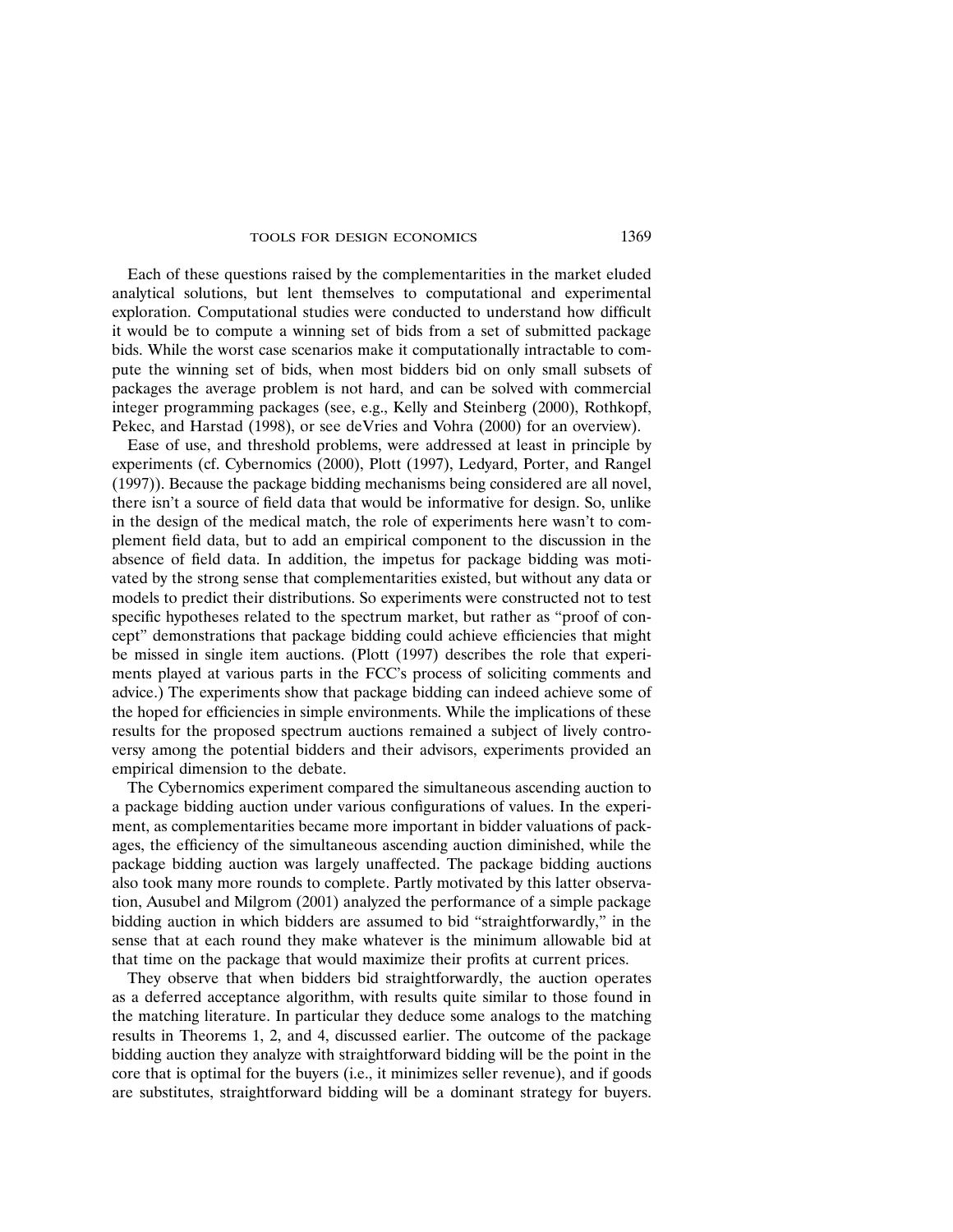Each of these questions raised by the complementarities in the market eluded analytical solutions, but lent themselves to computational and experimental exploration. Computational studies were conducted to understand how difficult it would be to compute a winning set of bids from a set of submitted package bids. While the worst case scenarios make it computationally intractable to compute the winning set of bids, when most bidders bid on only small subsets of packages the average problem is not hard, and can be solved with commercial integer programming packages (see, e.g., Kelly and Steinberg (2000), Rothkopf, Pekec, and Harstad (1998), or see deVries and Vohra (2000) for an overview).

Ease of use, and threshold problems, were addressed at least in principle by experiments (cf. Cybernomics (2000), Plott (1997), Ledyard, Porter, and Rangel (1997)). Because the package bidding mechanisms being considered are all novel, there isn't a source of field data that would be informative for design. So, unlike in the design of the medical match, the role of experiments here wasn't to complement field data, but to add an empirical component to the discussion in the absence of field data. In addition, the impetus for package bidding was motivated by the strong sense that complementarities existed, but without any data or models to predict their distributions. So experiments were constructed not to test specific hypotheses related to the spectrum market, but rather as "proof of concept" demonstrations that package bidding could achieve efficiencies that might be missed in single item auctions. (Plott (1997) describes the role that experiments played at various parts in the FCC's process of soliciting comments and advice.) The experiments show that package bidding can indeed achieve some of the hoped for efficiencies in simple environments. While the implications of these results for the proposed spectrum auctions remained a subject of lively controversy among the potential bidders and their advisors, experiments provided an empirical dimension to the debate.

The Cybernomics experiment compared the simultaneous ascending auction to a package bidding auction under various configurations of values. In the experiment, as complementarities became more important in bidder valuations of packages, the efficiency of the simultaneous ascending auction diminished, while the package bidding auction was largely unaffected. The package bidding auctions also took many more rounds to complete. Partly motivated by this latter observation, Ausubel and Milgrom (2001) analyzed the performance of a simple package bidding auction in which bidders are assumed to bid "straightforwardly," in the sense that at each round they make whatever is the minimum allowable bid at that time on the package that would maximize their profits at current prices.

They observe that when bidders bid straightforwardly, the auction operates as a deferred acceptance algorithm, with results quite similar to those found in the matching literature. In particular they deduce some analogs to the matching results in Theorems 1, 2, and 4, discussed earlier. The outcome of the package bidding auction they analyze with straightforward bidding will be the point in the core that is optimal for the buyers (i.e., it minimizes seller revenue), and if goods are substitutes, straightforward bidding will be a dominant strategy for buyers.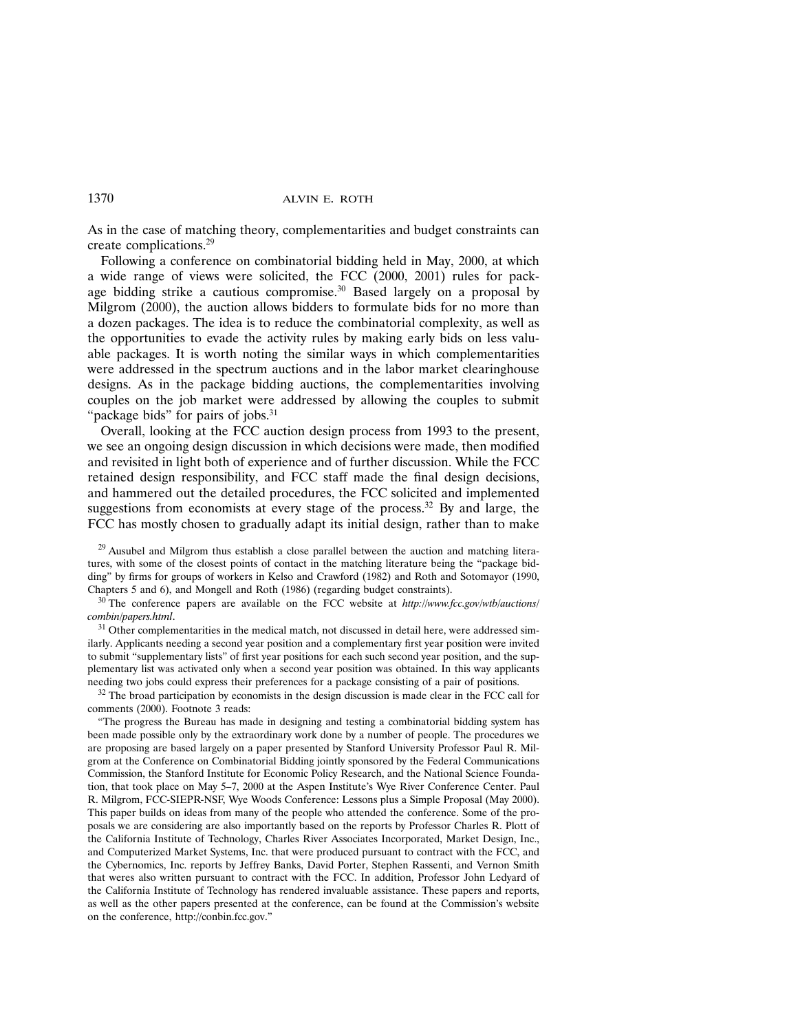As in the case of matching theory, complementarities and budget constraints can create complications.[29]

Following a conference on combinatorial bidding held in May, 2000, at which a wide range of views were solicited, the FCC (2000, 2001) rules for package bidding strike a cautious compromise.[30] Based largely on a proposal by Milgrom (2000), the auction allows bidders to formulate bids for no more than a dozen packages. The idea is to reduce the combinatorial complexity, as well as the opportunities to evade the activity rules by making early bids on less valuable packages. It is worth noting the similar ways in which complementarities were addressed in the spectrum auctions and in the labor market clearinghouse designs. As in the package bidding auctions, the complementarities involving couples on the job market were addressed by allowing the couples to submit "package bids" for pairs of jobs.[31]

Overall, looking at the FCC auction design process from 1993 to the present, we see an ongoing design discussion in which decisions were made, then modified and revisited in light both of experience and of further discussion. While the FCC retained design responsibility, and FCC staff made the final design decisions, and hammered out the detailed procedures, the FCC solicited and implemented suggestions from economists at every stage of the process.[32] By and large, the FCC has mostly chosen to gradually adapt its initial design, rather than to make

[29] Ausubel and Milgrom thus establish a close parallel between the auction and matching literatures, with some of the closest points of contact in the matching literature being the "package bidding" by firms for groups of workers in Kelso and Crawford (1982) and Roth and Sotomayor (1990, Chapters 5 and 6), and Mongell and Roth (1986) (regarding budget constraints).

[30] The conference papers are available on the FCC website at *http://www.fcc.gov/wtb/auctions/combin/papers.html*.

[31] Other complementarities in the medical match, not discussed in detail here, were addressed similarly. Applicants needing a second year position and a complementary first year position were invited to submit "supplementary lists" of first year positions for each such second year position, and the supplementary list was activated only when a second year position was obtained. In this way applicants needing two jobs could express their preferences for a package consisting of a pair of positions.

[32] The broad participation by economists in the design discussion is made clear in the FCC call for comments (2000). Footnote 3 reads:

"The progress the Bureau has made in designing and testing a combinatorial bidding system has been made possible only by the extraordinary work done by a number of people. The procedures we are proposing are based largely on a paper presented by Stanford University Professor Paul R. Milgrom at the Conference on Combinatorial Bidding jointly sponsored by the Federal Communications Commission, the Stanford Institute for Economic Policy Research, and the National Science Foundation, that took place on May 5–7, 2000 at the Aspen Institute's Wye River Conference Center. Paul R. Milgrom, FCC-SIEPR-NSF, Wye Woods Conference: Lessons plus a Simple Proposal (May 2000). This paper builds on ideas from many of the people who attended the conference. Some of the proposals we are considering are also importantly based on the reports by Professor Charles R. Plott of the California Institute of Technology, Charles River Associates Incorporated, Market Design, Inc., and Computerized Market Systems, Inc. that were produced pursuant to contract with the FCC, and the Cybernomics, Inc. reports by Jeffrey Banks, David Porter, Stephen Rassenti, and Vernon Smith that weres also written pursuant to contract with the FCC. In addition, Professor John Ledyard of the California Institute of Technology has rendered invaluable assistance. These papers and reports, as well as the other papers presented at the conference, can be found at the Commission's website on the conference, http://conbin.fcc.gov."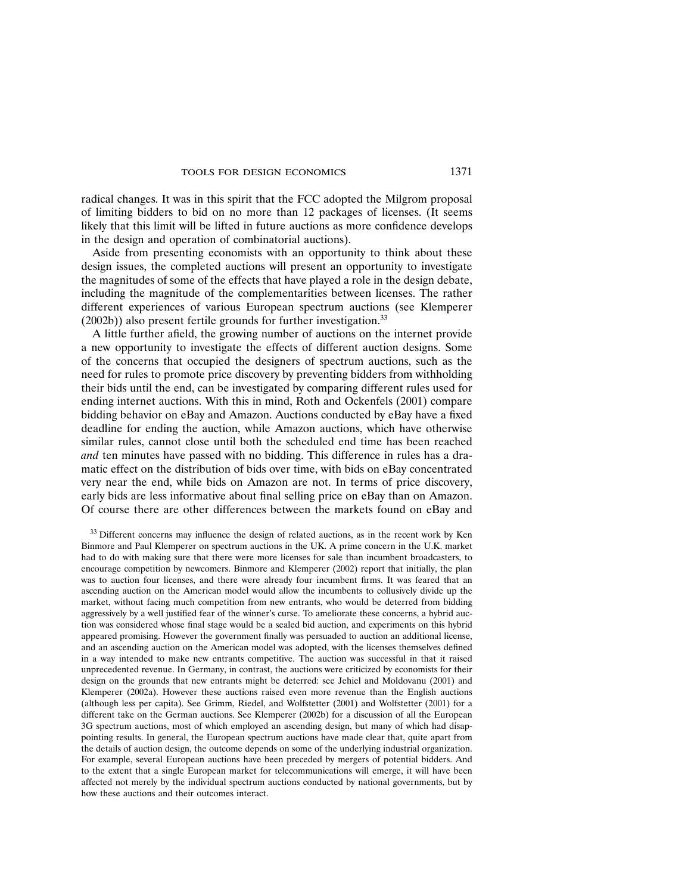radical changes. It was in this spirit that the FCC adopted the Milgrom proposal of limiting bidders to bid on no more than 12 packages of licenses. (It seems likely that this limit will be lifted in future auctions as more confidence develops in the design and operation of combinatorial auctions).

Aside from presenting economists with an opportunity to think about these design issues, the completed auctions will present an opportunity to investigate the magnitudes of some of the effects that have played a role in the design debate, including the magnitude of the complementarities between licenses. The rather different experiences of various European spectrum auctions (see Klemperer (2002b)) also present fertile grounds for further investigation.[33]

A little further afield, the growing number of auctions on the internet provide a new opportunity to investigate the effects of different auction designs. Some of the concerns that occupied the designers of spectrum auctions, such as the need for rules to promote price discovery by preventing bidders from withholding their bids until the end, can be investigated by comparing different rules used for ending internet auctions. With this in mind, Roth and Ockenfels (2001) compare bidding behavior on eBay and Amazon. Auctions conducted by eBay have a fixed deadline for ending the auction, while Amazon auctions, which have otherwise similar rules, cannot close until both the scheduled end time has been reached *and* ten minutes have passed with no bidding. This difference in rules has a dramatic effect on the distribution of bids over time, with bids on eBay concentrated very near the end, while bids on Amazon are not. In terms of price discovery, early bids are less informative about final selling price on eBay than on Amazon. Of course there are other differences between the markets found on eBay and

[33] Different concerns may influence the design of related auctions, as in the recent work by Ken Binmore and Paul Klemperer on spectrum auctions in the UK. A prime concern in the U.K. market had to do with making sure that there were more licenses for sale than incumbent broadcasters, to encourage competition by newcomers. Binmore and Klemperer (2002) report that initially, the plan was to auction four licenses, and there were already four incumbent firms. It was feared that an ascending auction on the American model would allow the incumbents to collusively divide up the market, without facing much competition from new entrants, who would be deterred from bidding aggressively by a well justified fear of the winner's curse. To ameliorate these concerns, a hybrid auction was considered whose final stage would be a sealed bid auction, and experiments on this hybrid appeared promising. However the government finally was persuaded to auction an additional license, and an ascending auction on the American model was adopted, with the licenses themselves defined in a way intended to make new entrants competitive. The auction was successful in that it raised unprecedented revenue. In Germany, in contrast, the auctions were criticized by economists for their design on the grounds that new entrants might be deterred: see Jehiel and Moldovanu (2001) and Klemperer (2002a). However these auctions raised even more revenue than the English auctions (although less per capita). See Grimm, Riedel, and Wolfstetter (2001) and Wolfstetter (2001) for a different take on the German auctions. See Klemperer (2002b) for a discussion of all the European 3G spectrum auctions, most of which employed an ascending design, but many of which had disappointing results. In general, the European spectrum auctions have made clear that, quite apart from the details of auction design, the outcome depends on some of the underlying industrial organization. For example, several European auctions have been preceded by mergers of potential bidders. And to the extent that a single European market for telecommunications will emerge, it will have been affected not merely by the individual spectrum auctions conducted by national governments, but by how these auctions and their outcomes interact.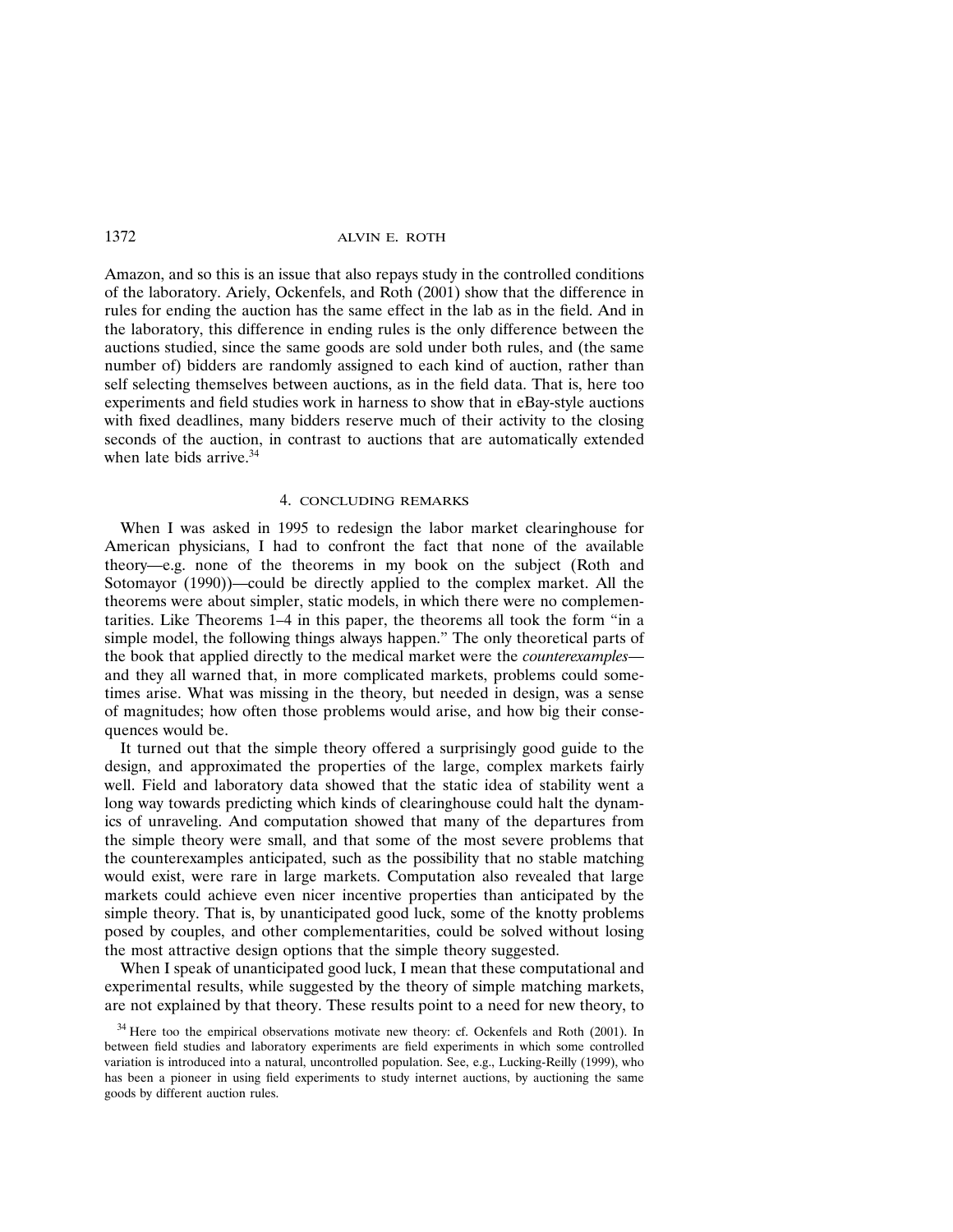Amazon, and so this is an issue that also repays study in the controlled conditions of the laboratory. Ariely, Ockenfels, and Roth (2001) show that the difference in rules for ending the auction has the same effect in the lab as in the field. And in the laboratory, this difference in ending rules is the only difference between the auctions studied, since the same goods are sold under both rules, and (the same number of) bidders are randomly assigned to each kind of auction, rather than self selecting themselves between auctions, as in the field data. That is, here too experiments and field studies work in harness to show that in eBay-style auctions with fixed deadlines, many bidders reserve much of their activity to the closing seconds of the auction, in contrast to auctions that are automatically extended when late bids arrive.[34]

## 4. CONCLUDING REMARKS

When I was asked in 1995 to redesign the labor market clearinghouse for American physicians, I had to confront the fact that none of the available theory—e.g. none of the theorems in my book on the subject (Roth and Sotomayor (1990))—could be directly applied to the complex market. All the theorems were about simpler, static models, in which there were no complementarities. Like Theorems 1–4 in this paper, the theorems all took the form "in a simple model, the following things always happen." The only theoretical parts of the book that applied directly to the medical market were the *counterexamples*—and they all warned that, in more complicated markets, problems could sometimes arise. What was missing in the theory, but needed in design, was a sense of magnitudes; how often those problems would arise, and how big their consequences would be.

It turned out that the simple theory offered a surprisingly good guide to the design, and approximated the properties of the large, complex markets fairly well. Field and laboratory data showed that the static idea of stability went a long way towards predicting which kinds of clearinghouse could halt the dynamics of unraveling. And computation showed that many of the departures from the simple theory were small, and that some of the most severe problems that the counterexamples anticipated, such as the possibility that no stable matching would exist, were rare in large markets. Computation also revealed that large markets could achieve even nicer incentive properties than anticipated by the simple theory. That is, by unanticipated good luck, some of the knotty problems posed by couples, and other complementarities, could be solved without losing the most attractive design options that the simple theory suggested.

When I speak of unanticipated good luck, I mean that these computational and experimental results, while suggested by the theory of simple matching markets, are not explained by that theory. These results point to a need for new theory, to

[34] Here too the empirical observations motivate new theory: cf. Ockenfels and Roth (2001). In between field studies and laboratory experiments are field experiments in which some controlled variation is introduced into a natural, uncontrolled population. See, e.g., Lucking-Reilly (1999), who has been a pioneer in using field experiments to study internet auctions, by auctioning the same goods by different auction rules.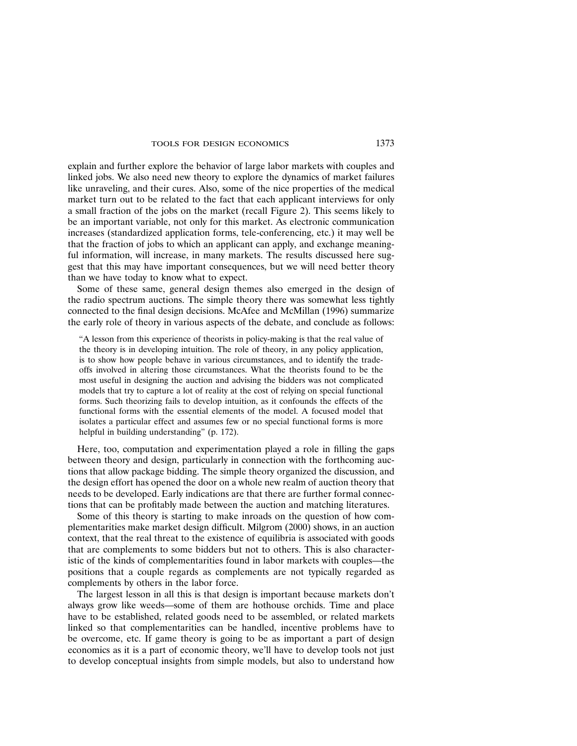explain and further explore the behavior of large labor markets with couples and linked jobs. We also need new theory to explore the dynamics of market failures like unraveling, and their cures. Also, some of the nice properties of the medical market turn out to be related to the fact that each applicant interviews for only a small fraction of the jobs on the market (recall Figure 2). This seems likely to be an important variable, not only for this market. As electronic communication increases (standardized application forms, tele-conferencing, etc.) it may well be that the fraction of jobs to which an applicant can apply, and exchange meaningful information, will increase, in many markets. The results discussed here suggest that this may have important consequences, but we will need better theory than we have today to know what to expect.

Some of these same, general design themes also emerged in the design of the radio spectrum auctions. The simple theory there was somewhat less tightly connected to the final design decisions. McAfee and McMillan (1996) summarize the early role of theory in various aspects of the debate, and conclude as follows:

> "A lesson from this experience of theorists in policy-making is that the real value of the theory is in developing intuition. The role of theory, in any policy application, is to show how people behave in various circumstances, and to identify the trade-offs involved in altering those circumstances. What the theorists found to be the most useful in designing the auction and advising the bidders was not complicated models that try to capture a lot of reality at the cost of relying on special functional forms. Such theorizing fails to develop intuition, as it confounds the effects of the functional forms with the essential elements of the model. A focused model that isolates a particular effect and assumes few or no special functional forms is more helpful in building understanding" (p. 172).

Here, too, computation and experimentation played a role in filling the gaps between theory and design, particularly in connection with the forthcoming auctions that allow package bidding. The simple theory organized the discussion, and the design effort has opened the door on a whole new realm of auction theory that needs to be developed. Early indications are that there are further formal connections that can be profitably made between the auction and matching literatures.

Some of this theory is starting to make inroads on the question of how complementarities make market design difficult. Milgrom (2000) shows, in an auction context, that the real threat to the existence of equilibria is associated with goods that are complements to some bidders but not to others. This is also characteristic of the kinds of complementarities found in labor markets with couples—the positions that a couple regards as complements are not typically regarded as complements by others in the labor force.

The largest lesson in all this is that design is important because markets don't always grow like weeds—some of them are hothouse orchids. Time and place have to be established, related goods need to be assembled, or related markets linked so that complementarities can be handled, incentive problems have to be overcome, etc. If game theory is going to be as important a part of design economics as it is a part of economic theory, we'll have to develop tools not just to develop conceptual insights from simple models, but also to understand how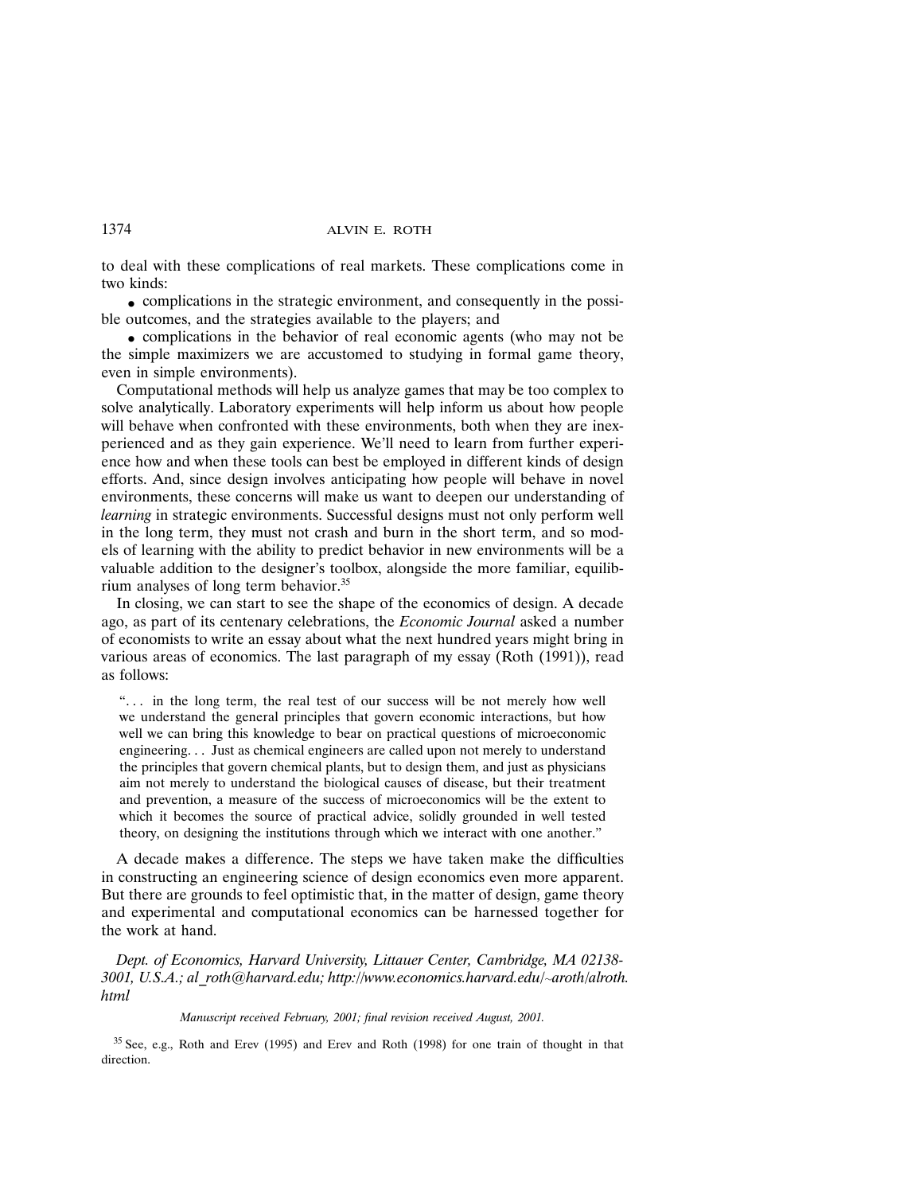to deal with these complications of real markets. These complications come in two kinds:

- complications in the strategic environment, and consequently in the possible outcomes, and the strategies available to the players; and
- complications in the behavior of real economic agents (who may not be the simple maximizers we are accustomed to studying in formal game theory, even in simple environments).

Computational methods will help us analyze games that may be too complex to solve analytically. Laboratory experiments will help inform us about how people will behave when confronted with these environments, both when they are inexperienced and as they gain experience. We'll need to learn from further experience how and when these tools can best be employed in different kinds of design efforts. And, since design involves anticipating how people will behave in novel environments, these concerns will make us want to deepen our understanding of *learning* in strategic environments. Successful designs must not only perform well in the long term, they must not crash and burn in the short term, and so models of learning with the ability to predict behavior in new environments will be a valuable addition to the designer's toolbox, alongside the more familiar, equilibrium analyses of long term behavior.[35]

In closing, we can start to see the shape of the economics of design. A decade ago, as part of its centenary celebrations, the *Economic Journal* asked a number of economists to write an essay about what the next hundred years might bring in various areas of economics. The last paragraph of my essay (Roth (1991)), read as follows:

> "... in the long term, the real test of our success will be not merely how well we understand the general principles that govern economic interactions, but how well we can bring this knowledge to bear on practical questions of microeconomic engineering... Just as chemical engineers are called upon not merely to understand the principles that govern chemical plants, but to design them, and just as physicians aim not merely to understand the biological causes of disease, but their treatment and prevention, a measure of the success of microeconomics will be the extent to which it becomes the source of practical advice, solidly grounded in well tested theory, on designing the institutions through which we interact with one another."

A decade makes a difference. The steps we have taken make the difficulties in constructing an engineering science of design economics even more apparent. But there are grounds to feel optimistic that, in the matter of design, game theory and experimental and computational economics can be harnessed together for the work at hand.

*Dept. of Economics, Harvard University, Littauer Center, Cambridge, MA 02138-3001, U.S.A.; al_roth@harvard.edu; http://www.economics.harvard.edu/~aroth/alroth.html*

*Manuscript received February, 2001; final revision received August, 2001.*

[35] See, e.g., Roth and Erev (1995) and Erev and Roth (1998) for one train of thought in that direction.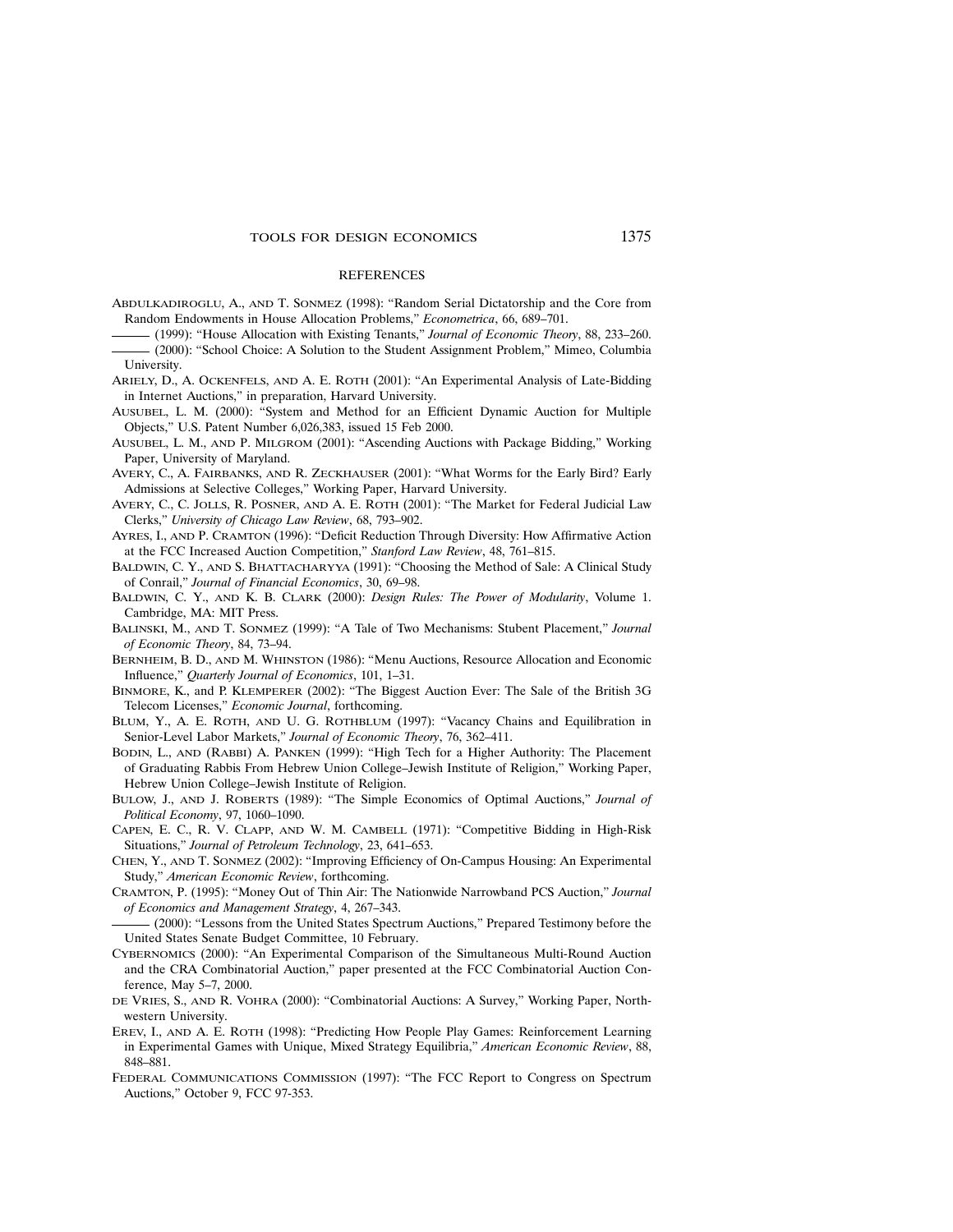## REFERENCES

ABDULKADIROGLU, A., AND T. SONMEZ (1998): "Random Serial Dictatorship and the Core from Random Endowments in House Allocation Problems," *Econometrica*, 66, 689–701.

——— (1999): "House Allocation with Existing Tenants," *Journal of Economic Theory*, 88, 233–260.

——— (2000): "School Choice: A Solution to the Student Assignment Problem," Mimeo, Columbia University.

ARIELY, D., A. OCKENFELS, AND A. E. ROTH (2001): "An Experimental Analysis of Late-Bidding in Internet Auctions," in preparation, Harvard University.

AUSUBEL, L. M. (2000): "System and Method for an Efficient Dynamic Auction for Multiple Objects," U.S. Patent Number 6,026,383, issued 15 Feb 2000.

AUSUBEL, L. M., AND P. MILGROM (2001): "Ascending Auctions with Package Bidding," Working Paper, University of Maryland.

AVERY, C., A. FAIRBANKS, AND R. ZECKHAUSER (2001): "What Worms for the Early Bird? Early Admissions at Selective Colleges," Working Paper, Harvard University.

AVERY, C., C. JOLLS, R. POSNER, AND A. E. ROTH (2001): "The Market for Federal Judicial Law Clerks," *University of Chicago Law Review*, 68, 793–902.

AYRES, I., AND P. CRAMTON (1996): "Deficit Reduction Through Diversity: How Affirmative Action at the FCC Increased Auction Competition," *Stanford Law Review*, 48, 761–815.

BALDWIN, C. Y., AND S. BHATTACHARYYA (1991): "Choosing the Method of Sale: A Clinical Study of Conrail," *Journal of Financial Economics*, 30, 69–98.

BALDWIN, C. Y., AND K. B. CLARK (2000): *Design Rules: The Power of Modularity*, Volume 1. Cambridge, MA: MIT Press.

BALINSKI, M., AND T. SONMEZ (1999): "A Tale of Two Mechanisms: Stubent Placement," *Journal of Economic Theory*, 84, 73–94.

BERNHEIM, B. D., AND M. WHINSTON (1986): "Menu Auctions, Resource Allocation and Economic Influence," *Quarterly Journal of Economics*, 101, 1–31.

BINMORE, K., and P. KLEMPERER (2002): "The Biggest Auction Ever: The Sale of the British 3G Telecom Licenses," *Economic Journal*, forthcoming.

BLUM, Y., A. E. ROTH, AND U. G. ROTHBLUM (1997): "Vacancy Chains and Equilibration in Senior-Level Labor Markets," *Journal of Economic Theory*, 76, 362–411.

BODIN, L., AND (RABBI) A. PANKEN (1999): "High Tech for a Higher Authority: The Placement of Graduating Rabbis From Hebrew Union College–Jewish Institute of Religion," Working Paper, Hebrew Union College–Jewish Institute of Religion.

BULOW, J., AND J. ROBERTS (1989): "The Simple Economics of Optimal Auctions," *Journal of Political Economy*, 97, 1060–1090.

CAPEN, E. C., R. V. CLAPP, AND W. M. CAMBELL (1971): "Competitive Bidding in High-Risk Situations," *Journal of Petroleum Technology*, 23, 641–653.

CHEN, Y., AND T. SONMEZ (2002): "Improving Efficiency of On-Campus Housing: An Experimental Study," *American Economic Review*, forthcoming.

CRAMTON, P. (1995): "Money Out of Thin Air: The Nationwide Narrowband PCS Auction," *Journal of Economics and Management Strategy*, 4, 267–343.

——— (2000): "Lessons from the United States Spectrum Auctions," Prepared Testimony before the United States Senate Budget Committee, 10 February.

CYBERNOMICS (2000): "An Experimental Comparison of the Simultaneous Multi-Round Auction and the CRA Combinatorial Auction," paper presented at the FCC Combinatorial Auction Conference, May 5–7, 2000.

DE VRIES, S., AND R. VOHRA (2000): "Combinatorial Auctions: A Survey," Working Paper, Northwestern University.

EREV, I., AND A. E. ROTH (1998): "Predicting How People Play Games: Reinforcement Learning in Experimental Games with Unique, Mixed Strategy Equilibria," *American Economic Review*, 88, 848–881.

FEDERAL COMMUNICATIONS COMMISSION (1997): "The FCC Report to Congress on Spectrum Auctions," October 9, FCC 97-353.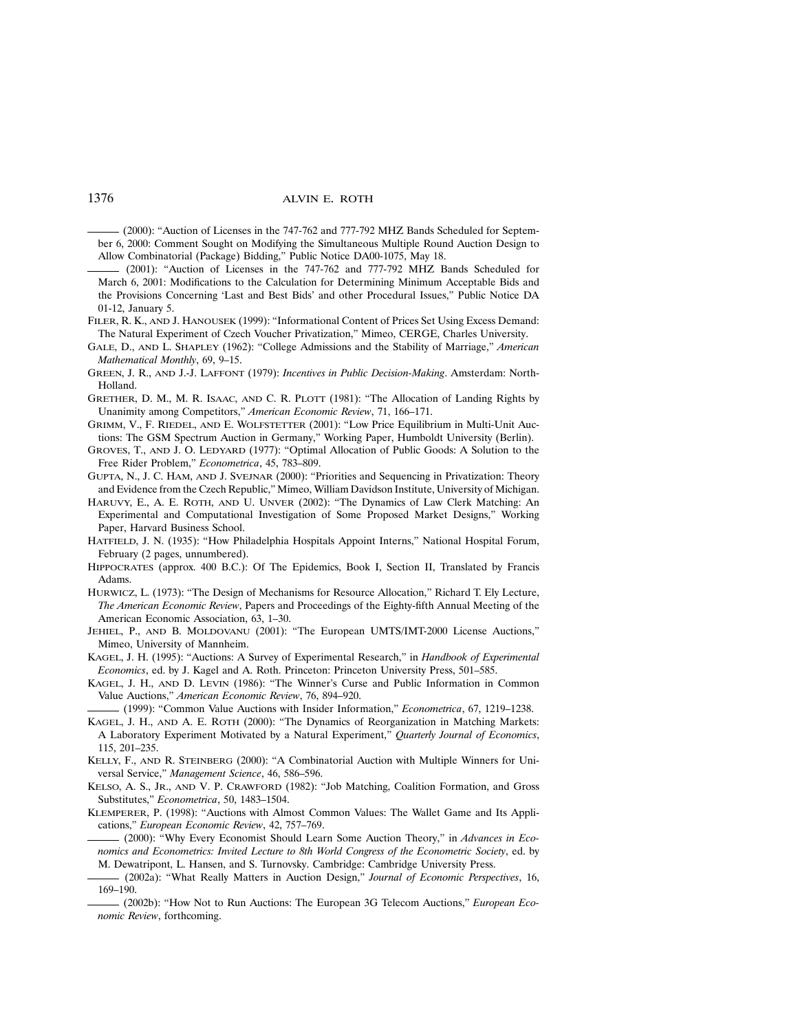——— (2000): "Auction of Licenses in the 747-762 and 777-792 MHZ Bands Scheduled for September 6, 2000: Comment Sought on Modifying the Simultaneous Multiple Round Auction Design to Allow Combinatorial (Package) Bidding," Public Notice DA00-1075, May 18.

——— (2001): "Auction of Licenses in the 747-762 and 777-792 MHZ Bands Scheduled for March 6, 2001: Modifications to the Calculation for Determining Minimum Acceptable Bids and the Provisions Concerning 'Last and Best Bids' and other Procedural Issues," Public Notice DA 01-12, January 5.

Filer, R. K., and J. Hanousek (1999): "Informational Content of Prices Set Using Excess Demand: The Natural Experiment of Czech Voucher Privatization," Mimeo, CERGE, Charles University.

Gale, D., and L. Shapley (1962): "College Admissions and the Stability of Marriage," *American Mathematical Monthly*, 69, 9–15.

Green, J. R., and J.-J. Laffont (1979): *Incentives in Public Decision-Making*. Amsterdam: North-Holland.

Grether, D. M., M. R. Isaac, and C. R. Plott (1981): "The Allocation of Landing Rights by Unanimity among Competitors," *American Economic Review*, 71, 166–171.

Grimm, V., F. Riedel, and E. Wolfstetter (2001): "Low Price Equilibrium in Multi-Unit Auctions: The GSM Spectrum Auction in Germany," Working Paper, Humboldt University (Berlin).

Groves, T., and J. O. Ledyard (1977): "Optimal Allocation of Public Goods: A Solution to the Free Rider Problem," *Econometrica*, 45, 783–809.

Gupta, N., J. C. Ham, and J. Svejnar (2000): "Priorities and Sequencing in Privatization: Theory and Evidence from the Czech Republic," Mimeo, William Davidson Institute, University of Michigan.

Haruvy, E., A. E. Roth, and U. Unver (2002): "The Dynamics of Law Clerk Matching: An Experimental and Computational Investigation of Some Proposed Market Designs," Working Paper, Harvard Business School.

Hatfield, J. N. (1935): "How Philadelphia Hospitals Appoint Interns," National Hospital Forum, February (2 pages, unnumbered).

Hippocrates (approx. 400 B.C.): Of The Epidemics, Book I, Section II, Translated by Francis Adams.

Hurwicz, L. (1973): "The Design of Mechanisms for Resource Allocation," Richard T. Ely Lecture, *The American Economic Review*, Papers and Proceedings of the Eighty-fifth Annual Meeting of the American Economic Association, 63, 1–30.

Jehiel, P., and B. Moldovanu (2001): "The European UMTS/IMT-2000 License Auctions," Mimeo, University of Mannheim.

Kagel, J. H. (1995): "Auctions: A Survey of Experimental Research," in *Handbook of Experimental Economics*, ed. by J. Kagel and A. Roth. Princeton: Princeton University Press, 501–585.

Kagel, J. H., and D. Levin (1986): "The Winner's Curse and Public Information in Common Value Auctions," *American Economic Review*, 76, 894–920.

——— (1999): "Common Value Auctions with Insider Information," *Econometrica*, 67, 1219–1238.

Kagel, J. H., and A. E. Roth (2000): "The Dynamics of Reorganization in Matching Markets: A Laboratory Experiment Motivated by a Natural Experiment," *Quarterly Journal of Economics*, 115, 201–235.

Kelly, F., and R. Steinberg (2000): "A Combinatorial Auction with Multiple Winners for Universal Service," *Management Science*, 46, 586–596.

Kelso, A. S., Jr., and V. P. Crawford (1982): "Job Matching, Coalition Formation, and Gross Substitutes," *Econometrica*, 50, 1483–1504.

Klemperer, P. (1998): "Auctions with Almost Common Values: The Wallet Game and Its Applications," *European Economic Review*, 42, 757–769.

——— (2000): "Why Every Economist Should Learn Some Auction Theory," in *Advances in Economics and Econometrics: Invited Lecture to 8th World Congress of the Econometric Society*, ed. by M. Dewatripont, L. Hansen, and S. Turnovsky. Cambridge: Cambridge University Press.

——— (2002a): "What Really Matters in Auction Design," *Journal of Economic Perspectives*, 16, 169–190.

——— (2002b): "How Not to Run Auctions: The European 3G Telecom Auctions," *European Economic Review*, forthcoming.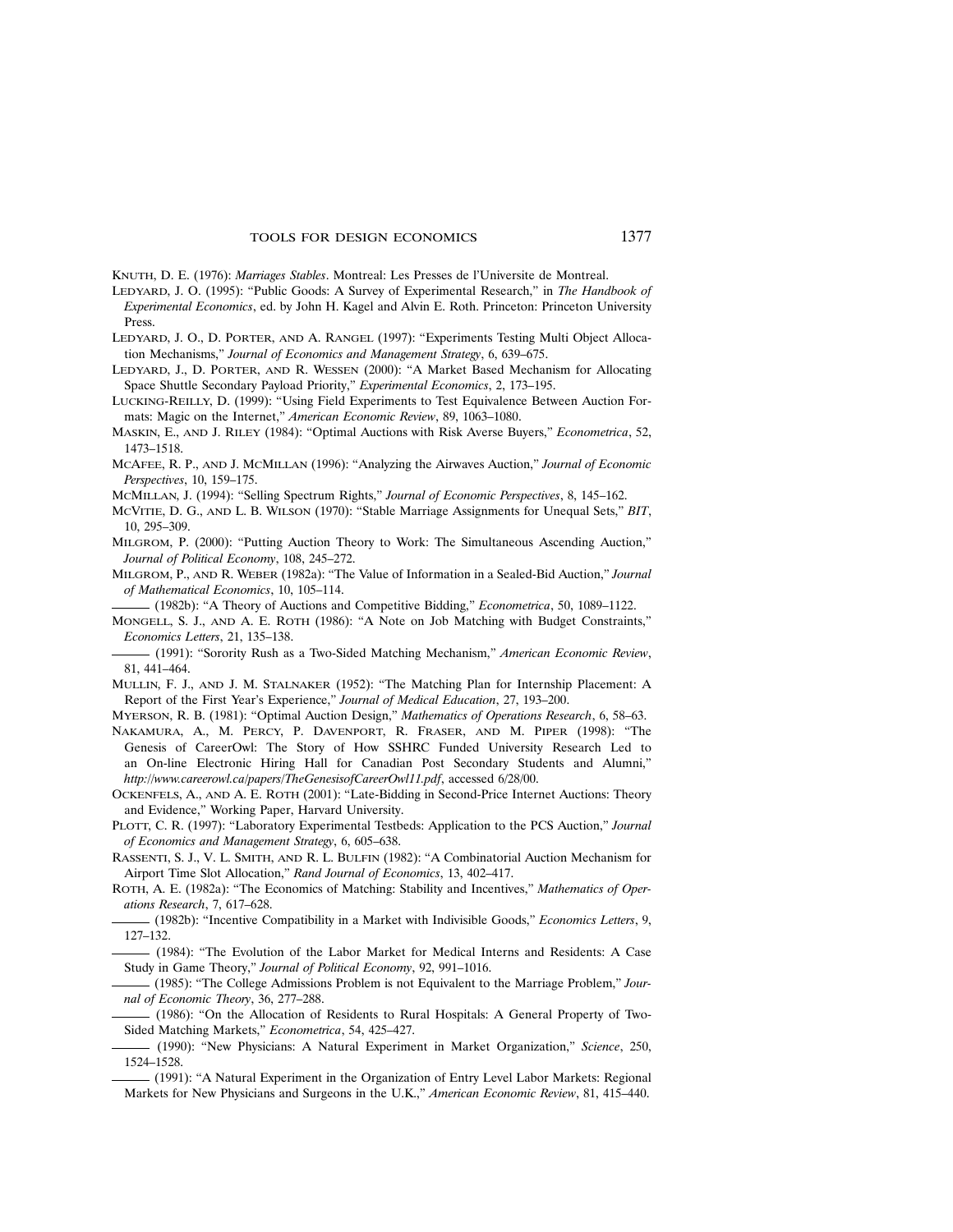Knuth, D. E. (1976): *Marriages Stables*. Montreal: Les Presses de l'Universite de Montreal.

Ledyard, J. O. (1995): "Public Goods: A Survey of Experimental Research," in *The Handbook of Experimental Economics*, ed. by John H. Kagel and Alvin E. Roth. Princeton: Princeton University Press.

Ledyard, J. O., D. Porter, and A. Rangel (1997): "Experiments Testing Multi Object Allocation Mechanisms," *Journal of Economics and Management Strategy*, 6, 639–675.

Ledyard, J., D. Porter, and R. Wessen (2000): "A Market Based Mechanism for Allocating Space Shuttle Secondary Payload Priority," *Experimental Economics*, 2, 173–195.

Lucking-Reilly, D. (1999): "Using Field Experiments to Test Equivalence Between Auction Formats: Magic on the Internet," *American Economic Review*, 89, 1063–1080.

Maskin, E., and J. Riley (1984): "Optimal Auctions with Risk Averse Buyers," *Econometrica*, 52, 1473–1518.

McAfee, R. P., and J. McMillan (1996): "Analyzing the Airwaves Auction," *Journal of Economic Perspectives*, 10, 159–175.

McMillan, J. (1994): "Selling Spectrum Rights," *Journal of Economic Perspectives*, 8, 145–162.

McVitie, D. G., and L. B. Wilson (1970): "Stable Marriage Assignments for Unequal Sets," *BIT*, 10, 295–309.

Milgrom, P. (2000): "Putting Auction Theory to Work: The Simultaneous Ascending Auction," *Journal of Political Economy*, 108, 245–272.

Milgrom, P., and R. Weber (1982a): "The Value of Information in a Sealed-Bid Auction," *Journal of Mathematical Economics*, 10, 105–114.

——— (1982b): "A Theory of Auctions and Competitive Bidding," *Econometrica*, 50, 1089–1122.

Mongell, S. J., and A. E. Roth (1986): "A Note on Job Matching with Budget Constraints," *Economics Letters*, 21, 135–138.

——— (1991): "Sorority Rush as a Two-Sided Matching Mechanism," *American Economic Review*, 81, 441–464.

Mullin, F. J., and J. M. Stalnaker (1952): "The Matching Plan for Internship Placement: A Report of the First Year's Experience," *Journal of Medical Education*, 27, 193–200.

Myerson, R. B. (1981): "Optimal Auction Design," *Mathematics of Operations Research*, 6, 58–63.

Nakamura, A., M. Percy, P. Davenport, R. Fraser, and M. Piper (1998): "The Genesis of CareerOwl: The Story of How SSHRC Funded University Research Led to an On-line Electronic Hiring Hall for Canadian Post Secondary Students and Alumni," *http://www.careerowl.ca/papers/TheGenesisofCareerOwl11.pdf*, accessed 6/28/00.

Ockenfels, A., and A. E. Roth (2001): "Late-Bidding in Second-Price Internet Auctions: Theory and Evidence," Working Paper, Harvard University.

Plott, C. R. (1997): "Laboratory Experimental Testbeds: Application to the PCS Auction," *Journal of Economics and Management Strategy*, 6, 605–638.

Rassenti, S. J., V. L. Smith, and R. L. Bulfin (1982): "A Combinatorial Auction Mechanism for Airport Time Slot Allocation," *Rand Journal of Economics*, 13, 402–417.

Roth, A. E. (1982a): "The Economics of Matching: Stability and Incentives," *Mathematics of Operations Research*, 7, 617–628.

——— (1982b): "Incentive Compatibility in a Market with Indivisible Goods," *Economics Letters*, 9, 127–132.

——— (1984): "The Evolution of the Labor Market for Medical Interns and Residents: A Case Study in Game Theory," *Journal of Political Economy*, 92, 991–1016.

——— (1985): "The College Admissions Problem is not Equivalent to the Marriage Problem," *Journal of Economic Theory*, 36, 277–288.

——— (1986): "On the Allocation of Residents to Rural Hospitals: A General Property of Two-Sided Matching Markets," *Econometrica*, 54, 425–427.

——— (1990): "New Physicians: A Natural Experiment in Market Organization," *Science*, 250, 1524–1528.

——— (1991): "A Natural Experiment in the Organization of Entry Level Labor Markets: Regional Markets for New Physicians and Surgeons in the U.K.," *American Economic Review*, 81, 415–440.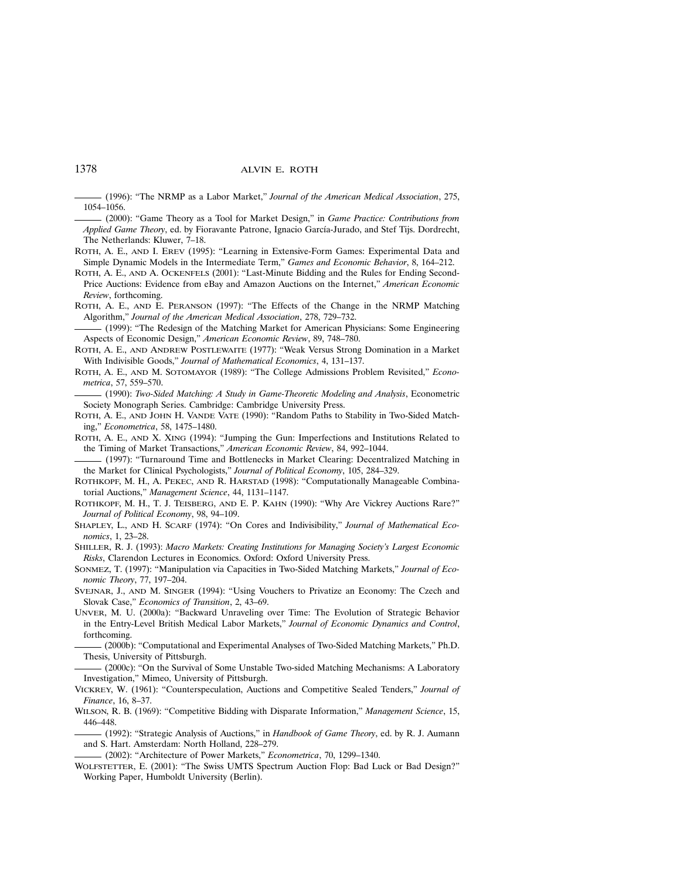——— (1996): "The NRMP as a Labor Market," *Journal of the American Medical Association*, 275, 1054–1056.

——— (2000): "Game Theory as a Tool for Market Design," in *Game Practice: Contributions from Applied Game Theory*, ed. by Fioravante Patrone, Ignacio García-Jurado, and Stef Tijs. Dordrecht, The Netherlands: Kluwer, 7–18.

ROTH, A. E., AND I. EREV (1995): "Learning in Extensive-Form Games: Experimental Data and Simple Dynamic Models in the Intermediate Term," *Games and Economic Behavior*, 8, 164–212.

ROTH, A. E., AND A. OCKENFELS (2001): "Last-Minute Bidding and the Rules for Ending Second-Price Auctions: Evidence from eBay and Amazon Auctions on the Internet," *American Economic Review*, forthcoming.

ROTH, A. E., AND E. PERANSON (1997): "The Effects of the Change in the NRMP Matching Algorithm," *Journal of the American Medical Association*, 278, 729–732.

——— (1999): "The Redesign of the Matching Market for American Physicians: Some Engineering Aspects of Economic Design," *American Economic Review*, 89, 748–780.

ROTH, A. E., AND ANDREW POSTLEWAITE (1977): "Weak Versus Strong Domination in a Market With Indivisible Goods," *Journal of Mathematical Economics*, 4, 131–137.

ROTH, A. E., AND M. SOTOMAYOR (1989): "The College Admissions Problem Revisited," *Econometrica*, 57, 559–570.

——— (1990): *Two-Sided Matching: A Study in Game-Theoretic Modeling and Analysis*, Econometric Society Monograph Series. Cambridge: Cambridge University Press.

ROTH, A. E., AND JOHN H. VANDE VATE (1990): "Random Paths to Stability in Two-Sided Matching," *Econometrica*, 58, 1475–1480.

ROTH, A. E., AND X. XING (1994): "Jumping the Gun: Imperfections and Institutions Related to the Timing of Market Transactions," *American Economic Review*, 84, 992–1044.

——— (1997): "Turnaround Time and Bottlenecks in Market Clearing: Decentralized Matching in the Market for Clinical Psychologists," *Journal of Political Economy*, 105, 284–329.

ROTHKOPF, M. H., A. PEKEC, AND R. HARSTAD (1998): "Computationally Manageable Combinatorial Auctions," *Management Science*, 44, 1131–1147.

ROTHKOPF, M. H., T. J. TEISBERG, AND E. P. KAHN (1990): "Why Are Vickrey Auctions Rare?" *Journal of Political Economy*, 98, 94–109.

SHAPLEY, L., AND H. SCARF (1974): "On Cores and Indivisibility," *Journal of Mathematical Economics*, 1, 23–28.

SHILLER, R. J. (1993): *Macro Markets: Creating Institutions for Managing Society's Largest Economic Risks*, Clarendon Lectures in Economics. Oxford: Oxford University Press.

SONMEZ, T. (1997): "Manipulation via Capacities in Two-Sided Matching Markets," *Journal of Economic Theory*, 77, 197–204.

SVEJNAR, J., AND M. SINGER (1994): "Using Vouchers to Privatize an Economy: The Czech and Slovak Case," *Economics of Transition*, 2, 43–69.

UNVER, M. U. (2000a): "Backward Unraveling over Time: The Evolution of Strategic Behavior in the Entry-Level British Medical Labor Markets," *Journal of Economic Dynamics and Control*, forthcoming.

——— (2000b): "Computational and Experimental Analyses of Two-Sided Matching Markets," Ph.D. Thesis, University of Pittsburgh.

——— (2000c): "On the Survival of Some Unstable Two-sided Matching Mechanisms: A Laboratory Investigation," Mimeo, University of Pittsburgh.

VICKREY, W. (1961): "Counterspeculation, Auctions and Competitive Sealed Tenders," *Journal of Finance*, 16, 8–37.

WILSON, R. B. (1969): "Competitive Bidding with Disparate Information," *Management Science*, 15, 446–448.

——— (1992): "Strategic Analysis of Auctions," in *Handbook of Game Theory*, ed. by R. J. Aumann and S. Hart. Amsterdam: North Holland, 228–279.

——— (2002): "Architecture of Power Markets," *Econometrica*, 70, 1299–1340.

WOLFSTETTER, E. (2001): "The Swiss UMTS Spectrum Auction Flop: Bad Luck or Bad Design?" Working Paper, Humboldt University (Berlin).